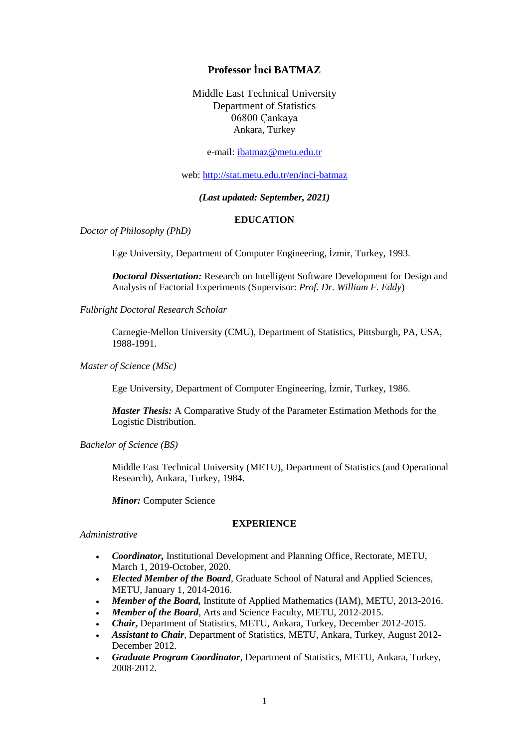# Professor İnci BATMAZ

Middle East Technical University
Department of Statistics
06800 Çankaya
Ankara, Turkey

e-mail: [ibatmaz@metu.edu.tr](mailto:ibatmaz@metu.edu.tr)

web: [http://stat.metu.edu.tr/en/inci-batmaz](http://stat.metu.edu.tr/en/inci-batmaz)

***(Last updated: September, 2021)***

## EDUCATION

*Doctor of Philosophy (PhD)*

Ege University, Department of Computer Engineering, İzmir, Turkey, 1993.

***Doctoral Dissertation:*** Research on Intelligent Software Development for Design and Analysis of Factorial Experiments (Supervisor: *Prof. Dr. William F. Eddy*)

*Fulbright Doctoral Research Scholar*

Carnegie-Mellon University (CMU), Department of Statistics, Pittsburgh, PA, USA, 1988-1991.

*Master of Science (MSc)*

Ege University, Department of Computer Engineering, İzmir, Turkey, 1986.

***Master Thesis:*** A Comparative Study of the Parameter Estimation Methods for the Logistic Distribution.

*Bachelor of Science (BS)*

Middle East Technical University (METU), Department of Statistics (and Operational Research), Ankara, Turkey, 1984.

***Minor:*** Computer Science

## EXPERIENCE

*Administrative*

- ***Coordinator,*** Institutional Development and Planning Office, Rectorate, METU, March 1, 2019-October, 2020.
- ***Elected Member of the Board***, Graduate School of Natural and Applied Sciences, METU, January 1, 2014-2016.
- ***Member of the Board,*** Institute of Applied Mathematics (IAM), METU, 2013-2016.
- ***Member of the Board***, Arts and Science Faculty, METU, 2012-2015.
- ***Chair,*** Department of Statistics, METU, Ankara, Turkey, December 2012-2015.
- ***Assistant to Chair***, Department of Statistics, METU, Ankara, Turkey, August 2012-December 2012.
- ***Graduate Program Coordinator***, Department of Statistics, METU, Ankara, Turkey, 2008-2012.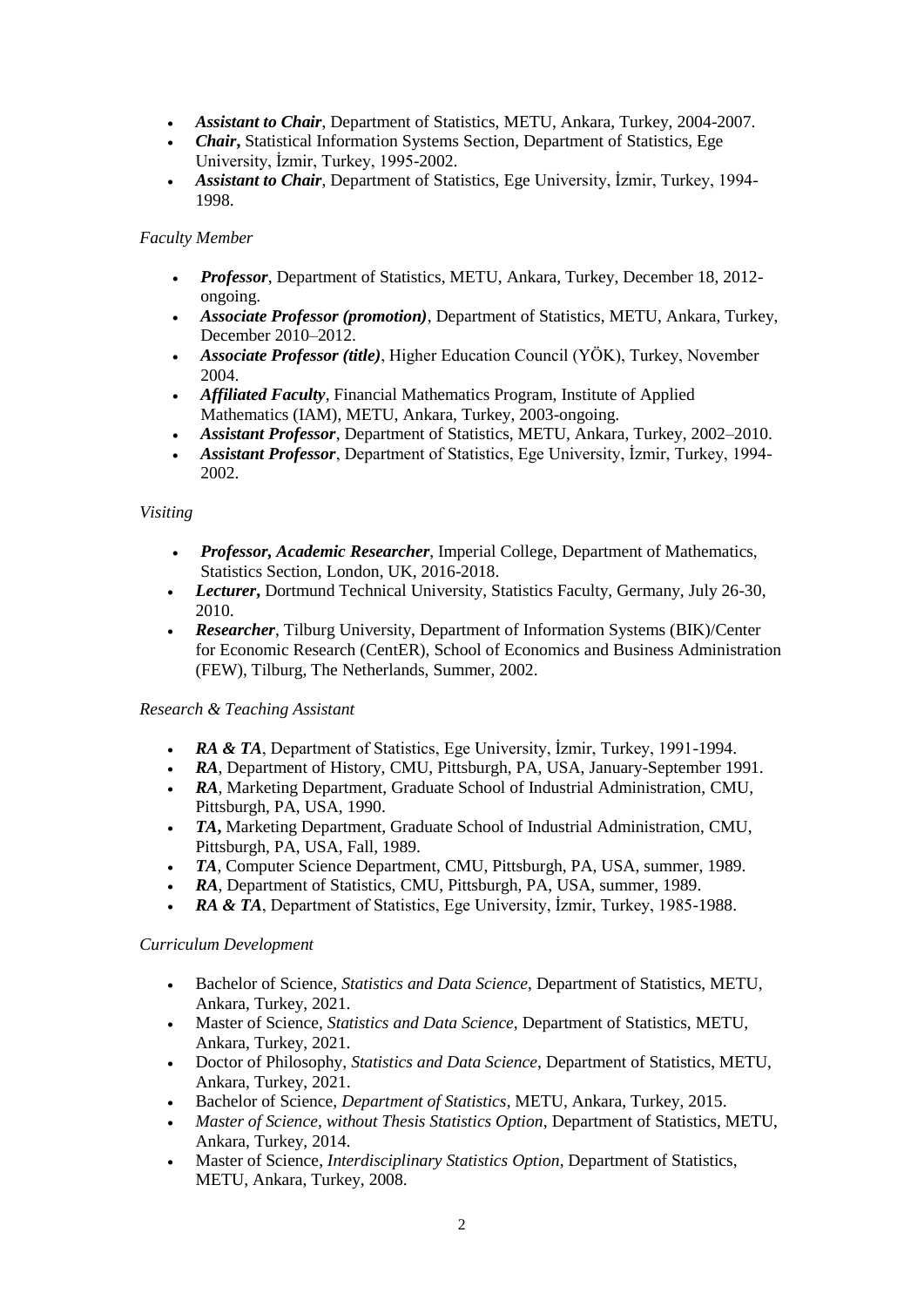- ***Assistant to Chair***, Department of Statistics, METU, Ankara, Turkey, 2004-2007.
- ***Chair*,** Statistical Information Systems Section, Department of Statistics, Ege University, İzmir, Turkey, 1995-2002.
- ***Assistant to Chair***, Department of Statistics, Ege University, İzmir, Turkey, 1994-1998.

*Faculty Member*

- ***Professor***, Department of Statistics, METU, Ankara, Turkey, December 18, 2012-ongoing.
- ***Associate Professor (promotion)***, Department of Statistics, METU, Ankara, Turkey, December 2010–2012.
- ***Associate Professor (title)***, Higher Education Council (YÖK), Turkey, November 2004.
- ***Affiliated Faculty***, Financial Mathematics Program, Institute of Applied Mathematics (IAM), METU, Ankara, Turkey, 2003-ongoing.
- ***Assistant Professor***, Department of Statistics, METU, Ankara, Turkey, 2002–2010.
- ***Assistant Professor***, Department of Statistics, Ege University, İzmir, Turkey, 1994-2002.

*Visiting*

- ***Professor, Academic Researcher***, Imperial College, Department of Mathematics, Statistics Section, London, UK, 2016-2018.
- ***Lecturer*,** Dortmund Technical University, Statistics Faculty, Germany, July 26-30, 2010.
- ***Researcher***, Tilburg University, Department of Information Systems (BIK)/Center for Economic Research (CentER), School of Economics and Business Administration (FEW), Tilburg, The Netherlands, Summer, 2002.

*Research & Teaching Assistant*

- ***RA & TA***, Department of Statistics, Ege University, İzmir, Turkey, 1991-1994.
- ***RA***, Department of History, CMU, Pittsburgh, PA, USA, January-September 1991.
- ***RA***, Marketing Department, Graduate School of Industrial Administration, CMU, Pittsburgh, PA, USA, 1990.
- ***TA*,** Marketing Department, Graduate School of Industrial Administration, CMU, Pittsburgh, PA, USA, Fall, 1989.
- ***TA***, Computer Science Department, CMU, Pittsburgh, PA, USA, summer, 1989.
- ***RA***, Department of Statistics, CMU, Pittsburgh, PA, USA, summer, 1989.
- ***RA & TA***, Department of Statistics, Ege University, İzmir, Turkey, 1985-1988.

*Curriculum Development*

- Bachelor of Science, *Statistics and Data Science*, Department of Statistics, METU, Ankara, Turkey, 2021.
- Master of Science, *Statistics and Data Science*, Department of Statistics, METU, Ankara, Turkey, 2021.
- Doctor of Philosophy, *Statistics and Data Science*, Department of Statistics, METU, Ankara, Turkey, 2021.
- Bachelor of Science, *Department of Statistics*, METU, Ankara, Turkey, 2015.
- *Master of Science, without Thesis Statistics Option*, Department of Statistics, METU, Ankara, Turkey, 2014.
- Master of Science, *Interdisciplinary Statistics Option*, Department of Statistics, METU, Ankara, Turkey, 2008.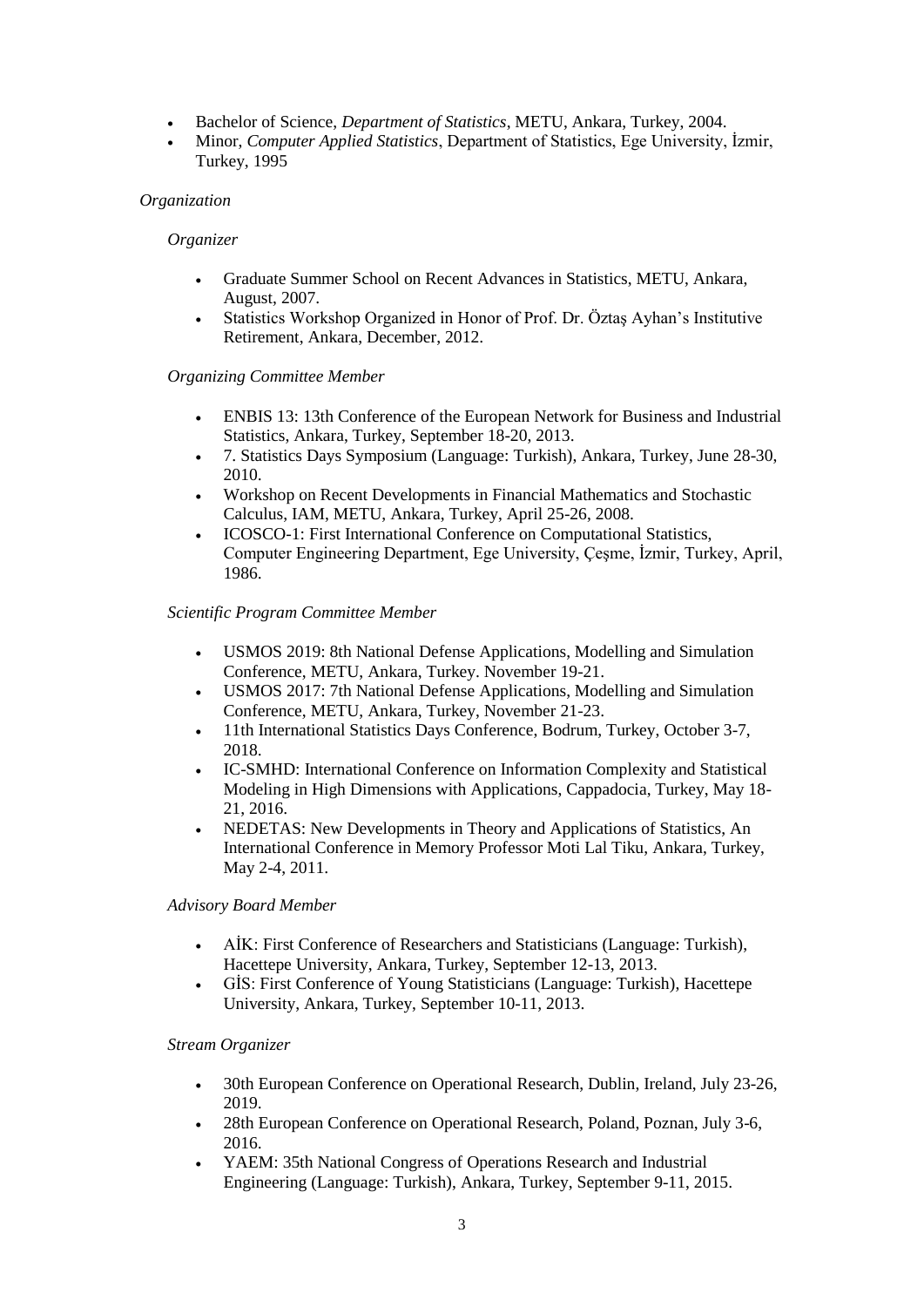- Bachelor of Science, *Department of Statistics*, METU, Ankara, Turkey, 2004.
- Minor, *Computer Applied Statistics*, Department of Statistics, Ege University, İzmir, Turkey, 1995

*Organization*

*Organizer*

- Graduate Summer School on Recent Advances in Statistics, METU, Ankara, August, 2007.
- Statistics Workshop Organized in Honor of Prof. Dr. Öztaş Ayhan's Institutive Retirement, Ankara, December, 2012.

*Organizing Committee Member*

- ENBIS 13: 13th Conference of the European Network for Business and Industrial Statistics, Ankara, Turkey, September 18-20, 2013.
- 7. Statistics Days Symposium (Language: Turkish), Ankara, Turkey, June 28-30, 2010.
- Workshop on Recent Developments in Financial Mathematics and Stochastic Calculus, IAM, METU, Ankara, Turkey, April 25-26, 2008.
- ICOSCO-1: First International Conference on Computational Statistics, Computer Engineering Department, Ege University, Çeşme, İzmir, Turkey, April, 1986.

*Scientific Program Committee Member*

- USMOS 2019: 8th National Defense Applications, Modelling and Simulation Conference, METU, Ankara, Turkey. November 19-21.
- USMOS 2017: 7th National Defense Applications, Modelling and Simulation Conference, METU, Ankara, Turkey, November 21-23.
- 11th International Statistics Days Conference, Bodrum, Turkey, October 3-7, 2018.
- IC-SMHD: International Conference on Information Complexity and Statistical Modeling in High Dimensions with Applications, Cappadocia, Turkey, May 18-21, 2016.
- NEDETAS: New Developments in Theory and Applications of Statistics, An International Conference in Memory Professor Moti Lal Tiku, Ankara, Turkey, May 2-4, 2011.

*Advisory Board Member*

- AİK: First Conference of Researchers and Statisticians (Language: Turkish), Hacettepe University, Ankara, Turkey, September 12-13, 2013.
- GİS: First Conference of Young Statisticians (Language: Turkish), Hacettepe University, Ankara, Turkey, September 10-11, 2013.

*Stream Organizer*

- 30th European Conference on Operational Research, Dublin, Ireland, July 23-26, 2019.
- 28th European Conference on Operational Research, Poland, Poznan, July 3-6, 2016.
- YAEM: 35th National Congress of Operations Research and Industrial Engineering (Language: Turkish), Ankara, Turkey, September 9-11, 2015.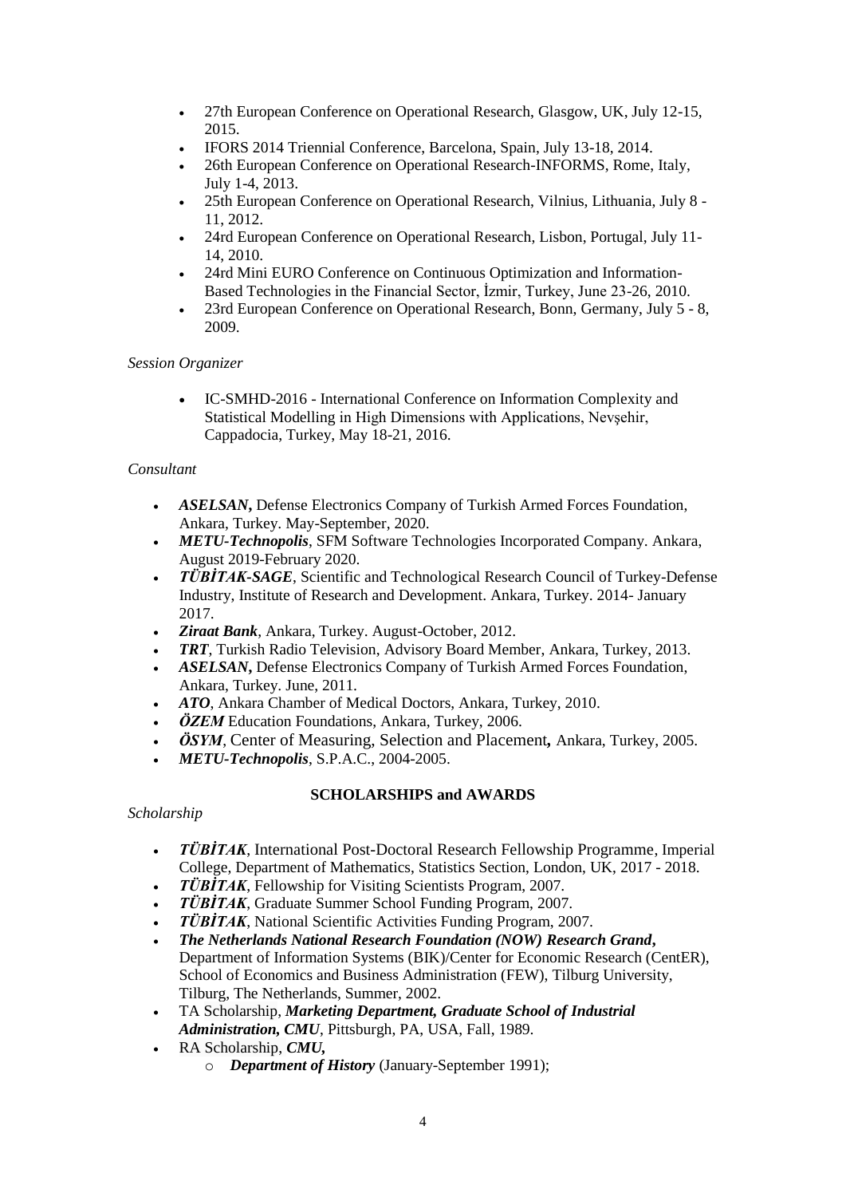- 27th European Conference on Operational Research, Glasgow, UK, July 12-15, 2015.
- IFORS 2014 Triennial Conference, Barcelona, Spain, July 13-18, 2014.
- 26th European Conference on Operational Research-INFORMS, Rome, Italy, July 1-4, 2013.
- 25th European Conference on Operational Research, Vilnius, Lithuania, July 8 - 11, 2012.
- 24rd European Conference on Operational Research, Lisbon, Portugal, July 11-14, 2010.
- 24rd Mini EURO Conference on Continuous Optimization and Information-Based Technologies in the Financial Sector, İzmir, Turkey, June 23-26, 2010.
- 23rd European Conference on Operational Research, Bonn, Germany, July 5 - 8, 2009.

*Session Organizer*

- IC-SMHD-2016 - International Conference on Information Complexity and Statistical Modelling in High Dimensions with Applications, Nevşehir, Cappadocia, Turkey, May 18-21, 2016.

*Consultant*

- ***ASELSAN***, Defense Electronics Company of Turkish Armed Forces Foundation, Ankara, Turkey. May-September, 2020.
- ***METU-Technopolis***, SFM Software Technologies Incorporated Company. Ankara, August 2019-February 2020.
- ***TÜBİTAK-SAGE***, Scientific and Technological Research Council of Turkey-Defense Industry, Institute of Research and Development. Ankara, Turkey. 2014- January 2017.
- ***Ziraat Bank***, Ankara, Turkey. August-October, 2012.
- ***TRT***, Turkish Radio Television, Advisory Board Member, Ankara, Turkey, 2013.
- ***ASELSAN***, Defense Electronics Company of Turkish Armed Forces Foundation, Ankara, Turkey. June, 2011.
- ***ATO***, Ankara Chamber of Medical Doctors, Ankara, Turkey, 2010.
- ***ÖZEM*** Education Foundations, Ankara, Turkey, 2006.
- ***ÖSYM***, Center of Measuring, Selection and Placement, Ankara, Turkey, 2005.
- ***METU-Technopolis***, S.P.A.C., 2004-2005.

## SCHOLARSHIPS and AWARDS

*Scholarship*

- ***TÜBİTAK***, International Post-Doctoral Research Fellowship Programme, Imperial College, Department of Mathematics, Statistics Section, London, UK, 2017 - 2018.
- ***TÜBİTAK***, Fellowship for Visiting Scientists Program, 2007.
- ***TÜBİTAK***, Graduate Summer School Funding Program, 2007.
- ***TÜBİTAK***, National Scientific Activities Funding Program, 2007.
- ***The Netherlands National Research Foundation (NOW) Research Grand***, Department of Information Systems (BIK)/Center for Economic Research (CentER), School of Economics and Business Administration (FEW), Tilburg University, Tilburg, The Netherlands, Summer, 2002.
- TA Scholarship, ***Marketing Department, Graduate School of Industrial Administration, CMU***, Pittsburgh, PA, USA, Fall, 1989.
- RA Scholarship, ***CMU,***
  - ***Department of History*** (January-September 1991);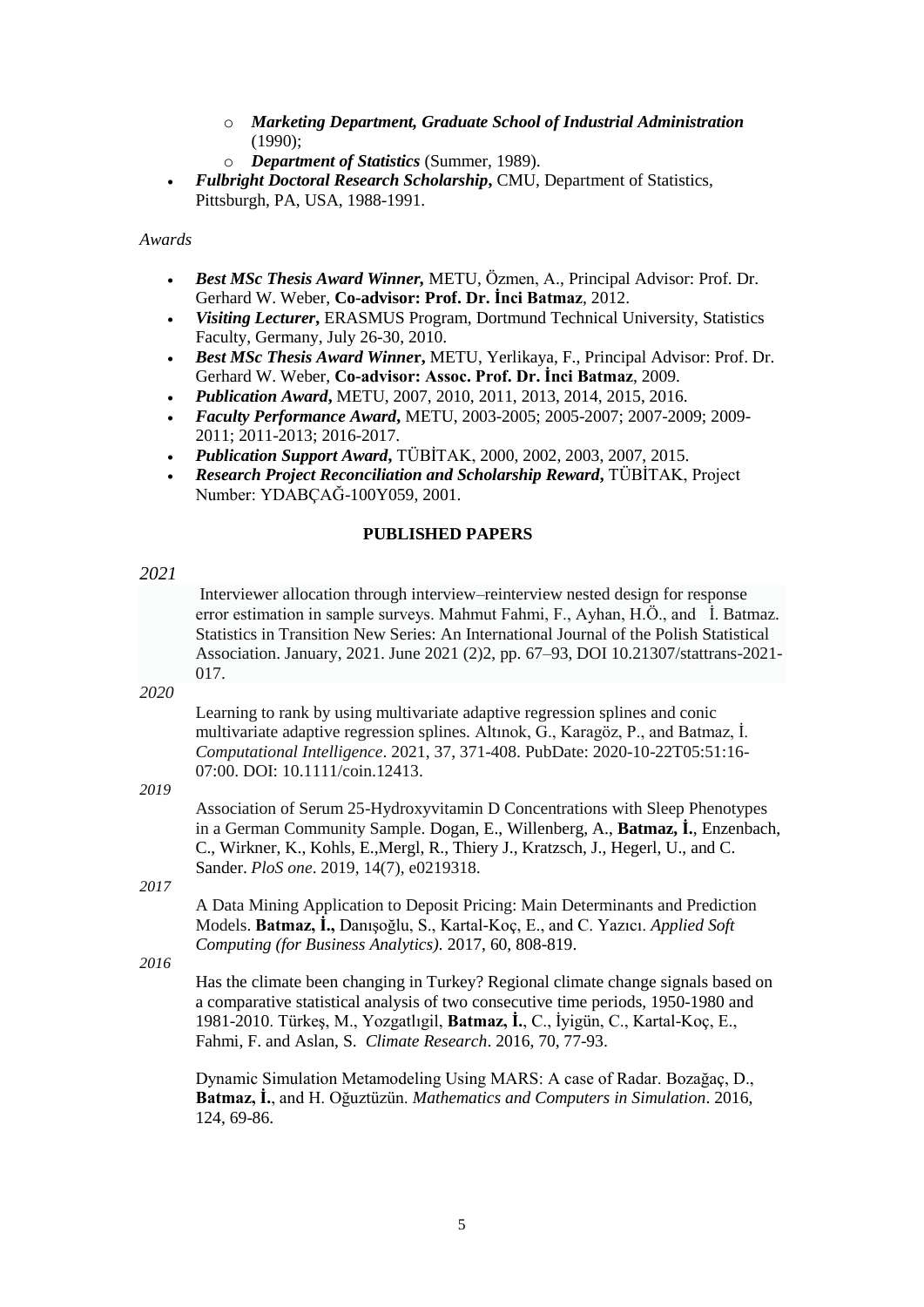- ***Marketing Department, Graduate School of Industrial Administration*** (1990);
  - ***Department of Statistics*** (Summer, 1989).
- ***Fulbright Doctoral Research Scholarship*****,** CMU, Department of Statistics, Pittsburgh, PA, USA, 1988-1991.

*Awards*

- ***Best MSc Thesis Award Winner,*** METU, Özmen, A., Principal Advisor: Prof. Dr. Gerhard W. Weber, **Co-advisor: Prof. Dr. İnci Batmaz**, 2012.
- ***Visiting Lecturer*****,** ERASMUS Program, Dortmund Technical University, Statistics Faculty, Germany, July 26-30, 2010.
- ***Best MSc Thesis Award Winner*****,** METU, Yerlikaya, F., Principal Advisor: Prof. Dr. Gerhard W. Weber, **Co-advisor: Assoc. Prof. Dr. İnci Batmaz**, 2009.
- ***Publication Award*****,** METU, 2007, 2010, 2011, 2013, 2014, 2015, 2016.
- ***Faculty Performance Award*****,** METU, 2003-2005; 2005-2007; 2007-2009; 2009-2011; 2011-2013; 2016-2017.
- ***Publication Support Award,*** TÜBİTAK, 2000, 2002, 2003, 2007, 2015.
- ***Research Project Reconciliation and Scholarship Reward*****,** TÜBİTAK, Project Number: YDABÇAĞ-100Y059, 2001.

## PUBLISHED PAPERS

*2021*

Interviewer allocation through interview–reinterview nested design for response error estimation in sample surveys. Mahmut Fahmi, F., Ayhan, H.Ö., and İ. Batmaz. Statistics in Transition New Series: An International Journal of the Polish Statistical Association. January, 2021. June 2021 (2)2, pp. 67–93, DOI 10.21307/stattrans-2021-017.

*2020*

Learning to rank by using multivariate adaptive regression splines and conic multivariate adaptive regression splines. Altınok, G., Karagöz, P., and Batmaz, İ. *Computational Intelligence*. 2021, 37, 371-408. PubDate: 2020-10-22T05:51:16-07:00. DOI: 10.1111/coin.12413.

*2019*

Association of Serum 25-Hydroxyvitamin D Concentrations with Sleep Phenotypes in a German Community Sample. Dogan, E., Willenberg, A., **Batmaz, İ.**, Enzenbach, C., Wirkner, K., Kohls, E.,Mergl, R., Thiery J., Kratzsch, J., Hegerl, U., and C. Sander. *PloS one*. 2019, 14(7), e0219318.

*2017*

A Data Mining Application to Deposit Pricing: Main Determinants and Prediction Models. **Batmaz, İ.,** Danışoğlu, S., Kartal-Koç, E., and C. Yazıcı. *Applied Soft Computing (for Business Analytics).* 2017, 60, 808-819.

*2016*

Has the climate been changing in Turkey? Regional climate change signals based on a comparative statistical analysis of two consecutive time periods, 1950-1980 and 1981-2010. Türkeş, M., Yozgatlıgil, **Batmaz, İ.**, C., İyigün, C., Kartal-Koç, E., Fahmi, F. and Aslan, S. *Climate Research*. 2016, 70, 77-93.

Dynamic Simulation Metamodeling Using MARS: A case of Radar. Bozağaç, D., **Batmaz, İ.**, and H. Oğuztüzün. *Mathematics and Computers in Simulation*. 2016, 124, 69-86.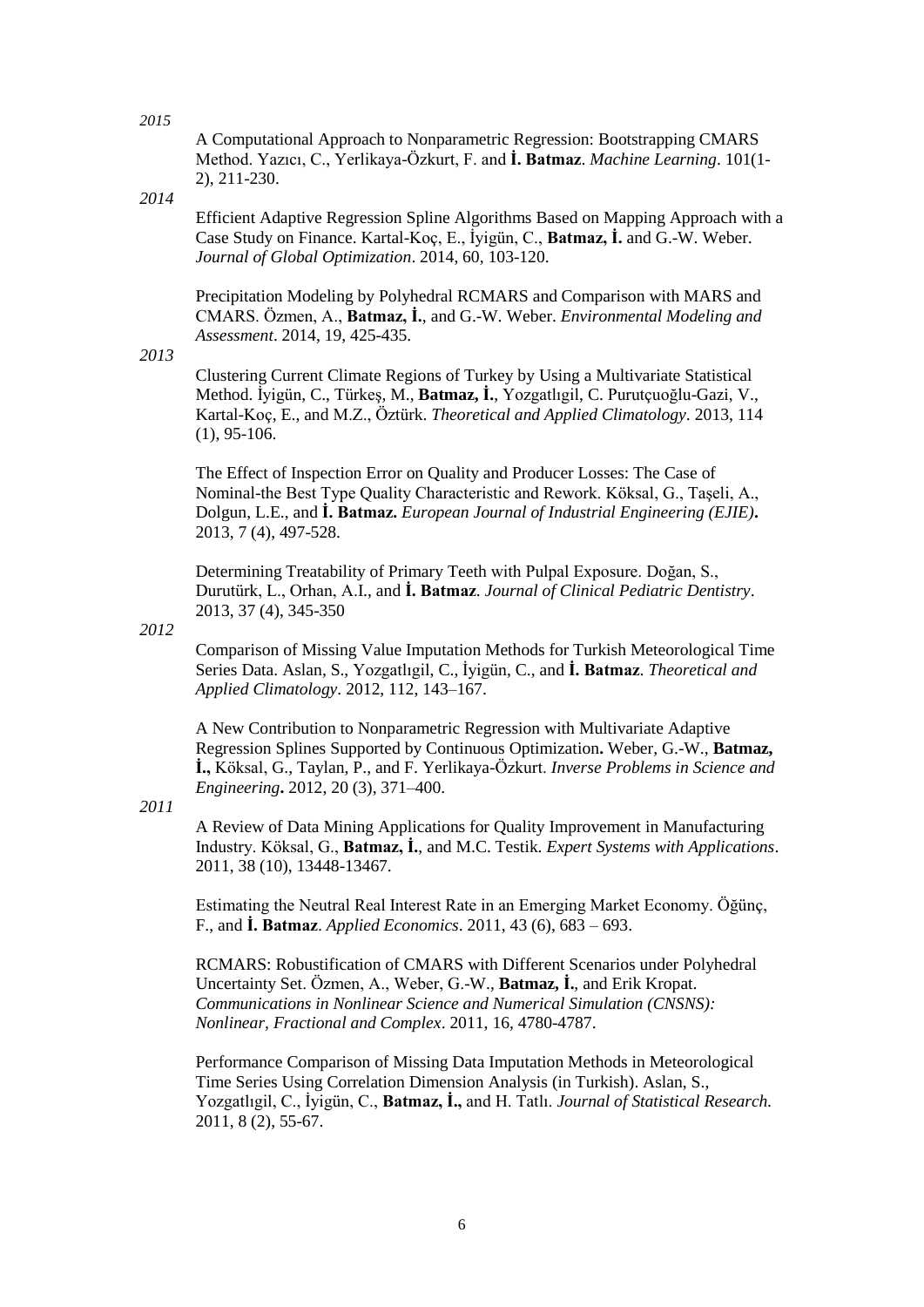*2015*

A Computational Approach to Nonparametric Regression: Bootstrapping CMARS Method. Yazıcı, C., Yerlikaya-Özkurt, F. and **İ. Batmaz**. *Machine Learning*. 101(1-2), 211-230.

*2014*

Efficient Adaptive Regression Spline Algorithms Based on Mapping Approach with a Case Study on Finance. Kartal-Koç, E., İyigün, C., **Batmaz, İ.** and G.-W. Weber. *Journal of Global Optimization*. 2014, 60, 103-120.

Precipitation Modeling by Polyhedral RCMARS and Comparison with MARS and CMARS. Özmen, A., **Batmaz, İ.**, and G.-W. Weber. *Environmental Modeling and Assessment*. 2014, 19, 425-435.

*2013*

Clustering Current Climate Regions of Turkey by Using a Multivariate Statistical Method. İyigün, C., Türkeş, M., **Batmaz, İ.**, Yozgatlıgil, C. Purutçuoğlu-Gazi, V., Kartal-Koç, E., and M.Z., Öztürk. *Theoretical and Applied Climatology*. 2013, 114 (1), 95-106.

The Effect of Inspection Error on Quality and Producer Losses: The Case of Nominal-the Best Type Quality Characteristic and Rework. Köksal, G., Taşeli, A., Dolgun, L.E., and **İ. Batmaz.** *European Journal of Industrial Engineering (EJIE)***.** 2013, 7 (4), 497-528.

Determining Treatability of Primary Teeth with Pulpal Exposure. Doğan, S., Durutürk, L., Orhan, A.I., and **İ. Batmaz**. *Journal of Clinical Pediatric Dentistry*. 2013, 37 (4), 345-350

*2012*

Comparison of Missing Value Imputation Methods for Turkish Meteorological Time Series Data. Aslan, S., Yozgatlıgil, C., İyigün, C., and **İ. Batmaz**. *Theoretical and Applied Climatology*. 2012, 112, 143–167.

A New Contribution to Nonparametric Regression with Multivariate Adaptive Regression Splines Supported by Continuous Optimization**.** Weber, G.-W., **Batmaz, İ.,** Köksal, G., Taylan, P., and F. Yerlikaya-Özkurt. *Inverse Problems in Science and Engineering***.** 2012, 20 (3), 371–400.

*2011*

A Review of Data Mining Applications for Quality Improvement in Manufacturing Industry. Köksal, G., **Batmaz, İ.**, and M.C. Testik. *Expert Systems with Applications*. 2011, 38 (10), 13448-13467.

Estimating the Neutral Real Interest Rate in an Emerging Market Economy. Öğünç, F., and **İ. Batmaz**. *Applied Economics*. 2011, 43 (6), 683 – 693.

RCMARS: Robustification of CMARS with Different Scenarios under Polyhedral Uncertainty Set. Özmen, A., Weber, G.-W., **Batmaz, İ.**, and Erik Kropat. *Communications in Nonlinear Science and Numerical Simulation (CNSNS): Nonlinear, Fractional and Complex*. 2011, 16, 4780-4787.

Performance Comparison of Missing Data Imputation Methods in Meteorological Time Series Using Correlation Dimension Analysis (in Turkish). Aslan, S., Yozgatlıgil, C., İyigün, C., **Batmaz, İ.,** and H. Tatlı. *Journal of Statistical Research*. 2011, 8 (2), 55-67.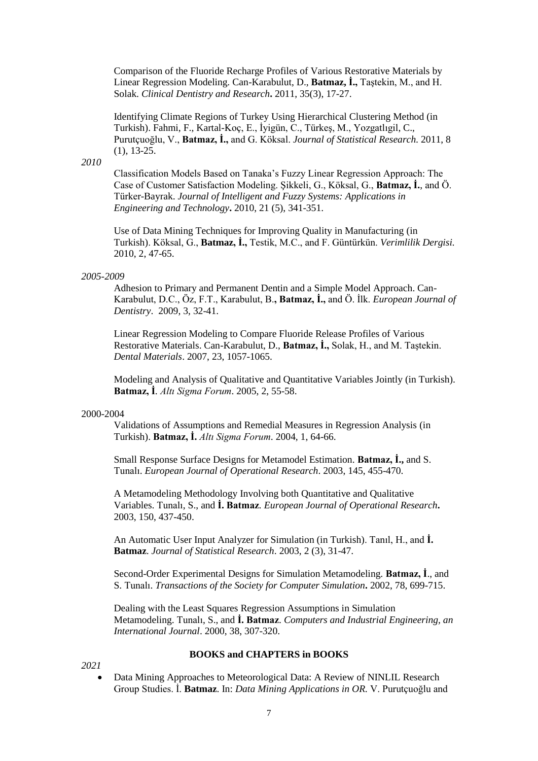Comparison of the Fluoride Recharge Profiles of Various Restorative Materials by Linear Regression Modeling. Can-Karabulut, D., **Batmaz, İ.,** Taştekin, M., and H. Solak. *Clinical Dentistry and Research***.** 2011, 35(3), 17-27.

Identifying Climate Regions of Turkey Using Hierarchical Clustering Method (in Turkish). Fahmi, F., Kartal-Koç, E., İyigün, C., Türkeş, M., Yozgatlıgil, C., Purutçuoğlu, V., **Batmaz, İ.,** and G. Köksal. *Journal of Statistical Research.* 2011, 8 (1), 13-25.

*2010*

Classification Models Based on Tanaka's Fuzzy Linear Regression Approach: The Case of Customer Satisfaction Modeling. Şikkeli, G., Köksal, G., **Batmaz, İ.**, and Ö. Türker-Bayrak. *Journal of Intelligent and Fuzzy Systems: Applications in Engineering and Technology***.** 2010, 21 (5), 341-351.

Use of Data Mining Techniques for Improving Quality in Manufacturing (in Turkish). Köksal, G., **Batmaz, İ.,** Testik, M.C., and F. Güntürkün. *Verimlilik Dergisi.* 2010, 2, 47-65.

*2005-2009*

Adhesion to Primary and Permanent Dentin and a Simple Model Approach. Can-Karabulut, D.C., Öz, F.T., Karabulut, B.**, Batmaz, İ.,** and Ö. İlk. *European Journal of Dentistry*. 2009, 3, 32-41.

Linear Regression Modeling to Compare Fluoride Release Profiles of Various Restorative Materials. Can-Karabulut, D., **Batmaz, İ.,** Solak, H., and M. Taştekin. *Dental Materials*. 2007, 23, 1057-1065.

Modeling and Analysis of Qualitative and Quantitative Variables Jointly (in Turkish). **Batmaz, İ**. *Altı Sigma Forum*. 2005, 2, 55-58.

2000-2004

Validations of Assumptions and Remedial Measures in Regression Analysis (in Turkish). **Batmaz, İ.** *Altı Sigma Forum*. 2004, 1, 64-66.

Small Response Surface Designs for Metamodel Estimation. **Batmaz, İ.,** and S. Tunalı. *European Journal of Operational Research*. 2003, 145, 455-470.

A Metamodeling Methodology Involving both Quantitative and Qualitative Variables. Tunalı, S., and **İ. Batmaz**. *European Journal of Operational Research***.** 2003, 150, 437-450.

An Automatic User Input Analyzer for Simulation (in Turkish). Tanıl, H., and **İ. Batmaz**. *Journal of Statistical Research*. 2003, 2 (3), 31-47.

Second-Order Experimental Designs for Simulation Metamodeling. **Batmaz, İ**., and S. Tunalı. *Transactions of the Society for Computer Simulation***.** 2002, 78, 699-715.

Dealing with the Least Squares Regression Assumptions in Simulation Metamodeling. Tunalı, S., and **İ. Batmaz**. *Computers and Industrial Engineering, an International Journal*. 2000, 38, 307-320.

**BOOKS and CHAPTERS in BOOKS**

*2021*

- Data Mining Approaches to Meteorological Data: A Review of NINLIL Research Group Studies. İ. **Batmaz**. In: *Data Mining Applications in OR.* V. Purutçuoğlu and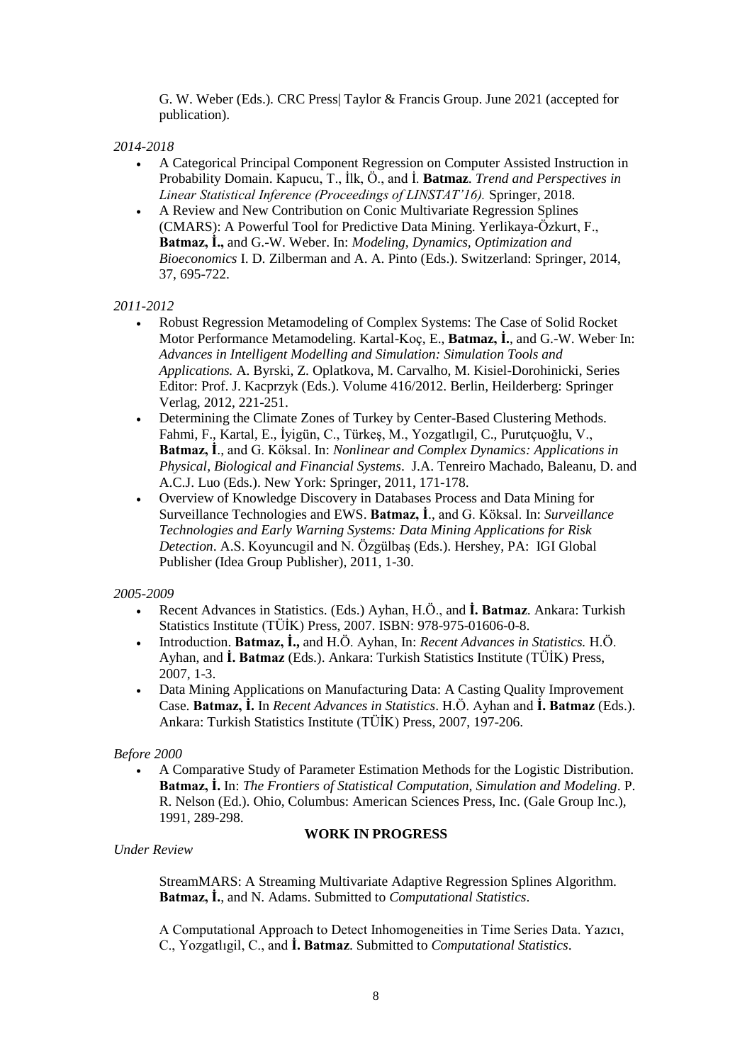G. W. Weber (Eds.). CRC Press| Taylor & Francis Group. June 2021 (accepted for publication).

*2014-2018*

- A Categorical Principal Component Regression on Computer Assisted Instruction in Probability Domain. Kapucu, T., İlk, Ö., and İ. **Batmaz**. *Trend and Perspectives in Linear Statistical Inference (Proceedings of LINSTAT'16).* Springer, 2018.
- A Review and New Contribution on Conic Multivariate Regression Splines (CMARS): A Powerful Tool for Predictive Data Mining. Yerlikaya-Özkurt, F., **Batmaz, İ.,** and G.-W. Weber. In: *Modeling, Dynamics, Optimization and Bioeconomics* I. D. Zilberman and A. A. Pinto (Eds.). Switzerland: Springer, 2014, 37, 695-722.

*2011-2012*

- Robust Regression Metamodeling of Complex Systems: The Case of Solid Rocket Motor Performance Metamodeling. Kartal-Koç, E., **Batmaz, İ.**, and G.-W. Weber. In: *Advances in Intelligent Modelling and Simulation: Simulation Tools and Applications.* A. Byrski, Z. Oplatkova, M. Carvalho, M. Kisiel-Dorohinicki, Series Editor: Prof. J. Kacprzyk (Eds.). Volume 416/2012. Berlin, Heilderberg: Springer Verlag, 2012, 221-251.
- Determining the Climate Zones of Turkey by Center-Based Clustering Methods. Fahmi, F., Kartal, E., İyigün, C., Türkeş, M., Yozgatlıgil, C., Purutçuoğlu, V., **Batmaz, İ**., and G. Köksal. In: *Nonlinear and Complex Dynamics: Applications in Physical, Biological and Financial Systems*. J.A. Tenreiro Machado, Baleanu, D. and A.C.J. Luo (Eds.). New York: Springer, 2011, 171-178.
- Overview of Knowledge Discovery in Databases Process and Data Mining for Surveillance Technologies and EWS. **Batmaz, İ**., and G. Köksal. In: *Surveillance Technologies and Early Warning Systems: Data Mining Applications for Risk Detection*. A.S. Koyuncugil and N. Özgülbaş (Eds.). Hershey, PA: IGI Global Publisher (Idea Group Publisher), 2011, 1-30.

*2005-2009*

- Recent Advances in Statistics. (Eds.) Ayhan, H.Ö., and **İ. Batmaz**. Ankara: Turkish Statistics Institute (TÜİK) Press, 2007. ISBN: 978-975-01606-0-8.
- Introduction. **Batmaz, İ.,** and H.Ö. Ayhan, In: *Recent Advances in Statistics.* H.Ö. Ayhan, and **İ. Batmaz** (Eds.). Ankara: Turkish Statistics Institute (TÜİK) Press, 2007, 1-3.
- Data Mining Applications on Manufacturing Data: A Casting Quality Improvement Case. **Batmaz, İ.** In *Recent Advances in Statistics*. H.Ö. Ayhan and **İ. Batmaz** (Eds.). Ankara: Turkish Statistics Institute (TÜİK) Press, 2007, 197-206.

*Before 2000*

- A Comparative Study of Parameter Estimation Methods for the Logistic Distribution. **Batmaz, İ.** In: *The Frontiers of Statistical Computation, Simulation and Modeling*. P. R. Nelson (Ed.). Ohio, Columbus: American Sciences Press, Inc. (Gale Group Inc.), 1991, 289-298.

## WORK IN PROGRESS

*Under Review*

StreamMARS: A Streaming Multivariate Adaptive Regression Splines Algorithm. **Batmaz, İ.**, and N. Adams. Submitted to *Computational Statistics*.

A Computational Approach to Detect Inhomogeneities in Time Series Data. Yazıcı, C., Yozgatlıgil, C., and **İ. Batmaz**. Submitted to *Computational Statistics*.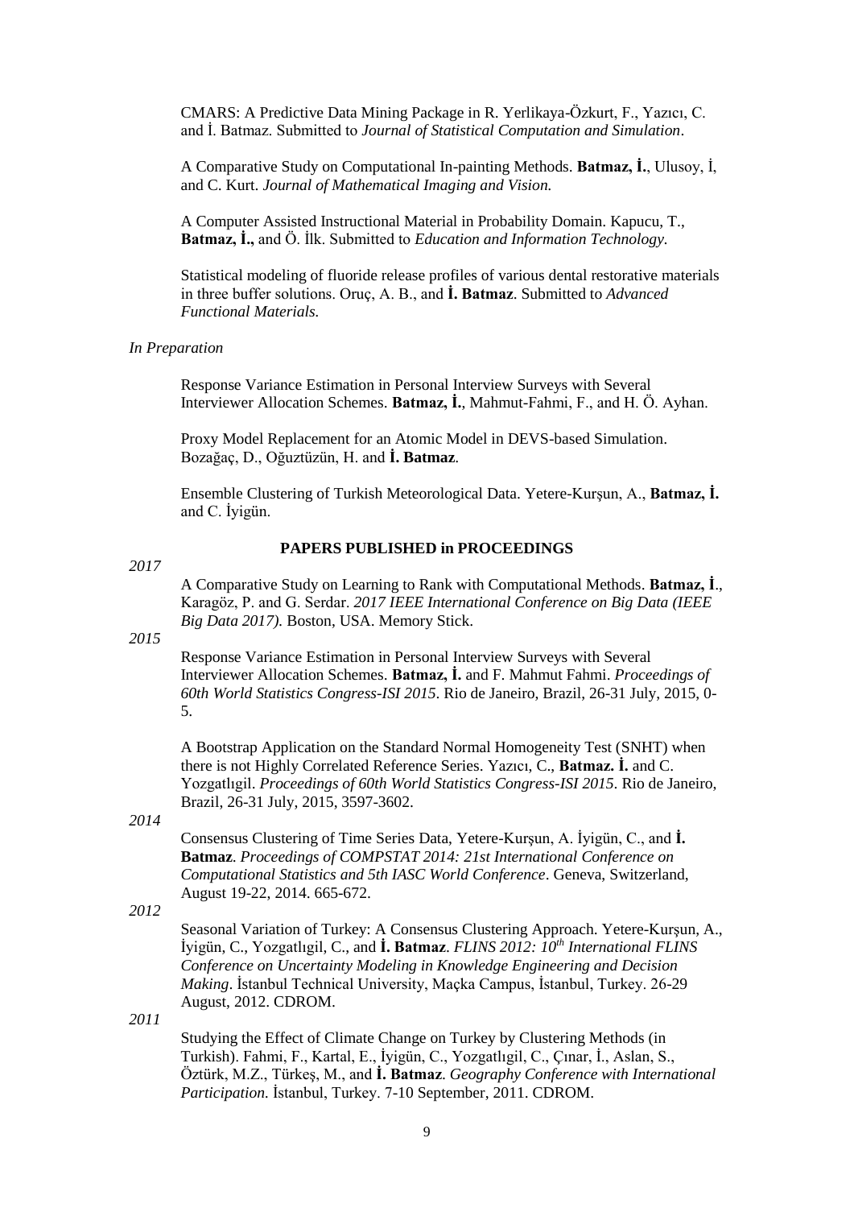CMARS: A Predictive Data Mining Package in R. Yerlikaya-Özkurt, F., Yazıcı, C. and İ. Batmaz. Submitted to *Journal of Statistical Computation and Simulation*.

A Comparative Study on Computational In-painting Methods. **Batmaz, İ.**, Ulusoy, İ, and C. Kurt. *Journal of Mathematical Imaging and Vision.*

A Computer Assisted Instructional Material in Probability Domain. Kapucu, T., **Batmaz, İ.,** and Ö. İlk. Submitted to *Education and Information Technology.*

Statistical modeling of fluoride release profiles of various dental restorative materials in three buffer solutions. Oruç, A. B., and **İ. Batmaz**. Submitted to *Advanced Functional Materials.*

*In Preparation*

Response Variance Estimation in Personal Interview Surveys with Several Interviewer Allocation Schemes. **Batmaz, İ.**, Mahmut-Fahmi, F., and H. Ö. Ayhan.

Proxy Model Replacement for an Atomic Model in DEVS-based Simulation. Bozağaç, D., Oğuztüzün, H. and **İ. Batmaz**.

Ensemble Clustering of Turkish Meteorological Data. Yetere-Kurşun, A., **Batmaz, İ.** and C. İyigün.

## PAPERS PUBLISHED in PROCEEDINGS

*2017*

A Comparative Study on Learning to Rank with Computational Methods. **Batmaz, İ**., Karagöz, P. and G. Serdar. *2017 IEEE International Conference on Big Data (IEEE Big Data 2017).* Boston, USA. Memory Stick.

*2015*

Response Variance Estimation in Personal Interview Surveys with Several Interviewer Allocation Schemes. **Batmaz, İ.** and F. Mahmut Fahmi. *Proceedings of 60th World Statistics Congress-ISI 2015*. Rio de Janeiro, Brazil, 26-31 July, 2015, 0-5.

A Bootstrap Application on the Standard Normal Homogeneity Test (SNHT) when there is not Highly Correlated Reference Series. Yazıcı, C., **Batmaz. İ.** and C. Yozgatlıgil. *Proceedings of 60th World Statistics Congress-ISI 2015*. Rio de Janeiro, Brazil, 26-31 July, 2015, 3597-3602.

*2014*

Consensus Clustering of Time Series Data, Yetere-Kurşun, A. İyigün, C., and **İ. Batmaz**. *Proceedings of COMPSTAT 2014: 21st International Conference on Computational Statistics and 5th IASC World Conference*. Geneva, Switzerland, August 19-22, 2014. 665-672.

*2012*

Seasonal Variation of Turkey: A Consensus Clustering Approach. Yetere-Kurşun, A., İyigün, C., Yozgatlıgil, C., and **İ. Batmaz**. *FLINS 2012: 10th International FLINS Conference on Uncertainty Modeling in Knowledge Engineering and Decision Making*. İstanbul Technical University, Maçka Campus, İstanbul, Turkey. 26-29 August, 2012. CDROM.

*2011*

Studying the Effect of Climate Change on Turkey by Clustering Methods (in Turkish). Fahmi, F., Kartal, E., İyigün, C., Yozgatlıgil, C., Çınar, İ., Aslan, S., Öztürk, M.Z., Türkeş, M., and **İ. Batmaz**. *Geography Conference with International Participation.* İstanbul, Turkey. 7-10 September, 2011. CDROM.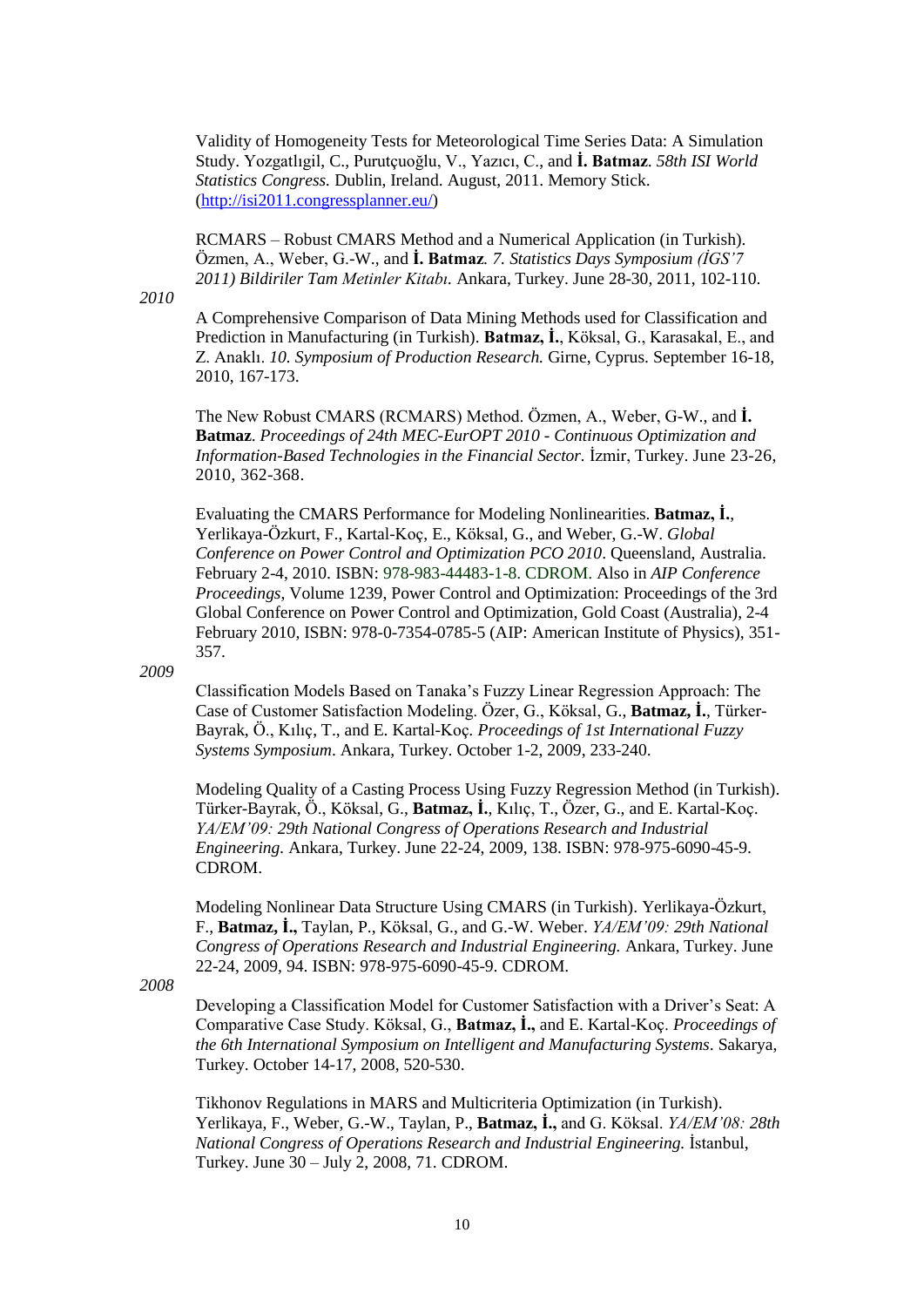Validity of Homogeneity Tests for Meteorological Time Series Data: A Simulation Study. Yozgatlıgil, C., Purutçuoğlu, V., Yazıcı, C., and **İ. Batmaz**. *58th ISI World Statistics Congress.* Dublin, Ireland. August, 2011. Memory Stick. (http://isi2011.congressplanner.eu/)

RCMARS – Robust CMARS Method and a Numerical Application (in Turkish). Özmen, A., Weber, G.-W., and **İ. Batmaz**. *7. Statistics Days Symposium (İGS'7 2011) Bildiriler Tam Metinler Kitabı.* Ankara, Turkey. June 28-30, 2011, 102-110.

*2010*

A Comprehensive Comparison of Data Mining Methods used for Classification and Prediction in Manufacturing (in Turkish). **Batmaz, İ.**, Köksal, G., Karasakal, E., and Z. Anaklı. *10. Symposium of Production Research.* Girne, Cyprus. September 16-18, 2010, 167-173.

The New Robust CMARS (RCMARS) Method. Özmen, A., Weber, G-W., and **İ. Batmaz**. *Proceedings of 24th MEC-EurOPT 2010 - Continuous Optimization and Information-Based Technologies in the Financial Sector.* İzmir, Turkey. June 23-26, 2010, 362-368.

Evaluating the CMARS Performance for Modeling Nonlinearities. **Batmaz, İ.**, Yerlikaya-Özkurt, F., Kartal-Koç, E., Köksal, G., and Weber, G.-W. *Global Conference on Power Control and Optimization PCO 2010*. Queensland, Australia. February 2-4, 2010. ISBN: 978-983-44483-1-8. CDROM. Also in *AIP Conference Proceedings*, Volume 1239, Power Control and Optimization: Proceedings of the 3rd Global Conference on Power Control and Optimization, Gold Coast (Australia), 2-4 February 2010, ISBN: 978-0-7354-0785-5 (AIP: American Institute of Physics), 351-357.

*2009*

Classification Models Based on Tanaka's Fuzzy Linear Regression Approach: The Case of Customer Satisfaction Modeling. Özer, G., Köksal, G., **Batmaz, İ.**, Türker-Bayrak, Ö., Kılıç, T., and E. Kartal-Koç. *Proceedings of 1st International Fuzzy Systems Symposium.* Ankara, Turkey. October 1-2, 2009, 233-240.

Modeling Quality of a Casting Process Using Fuzzy Regression Method (in Turkish). Türker-Bayrak, Ö., Köksal, G., **Batmaz, İ.**, Kılıç, T., Özer, G., and E. Kartal-Koç. *YA/EM'09: 29th National Congress of Operations Research and Industrial Engineering.* Ankara, Turkey. June 22-24, 2009, 138. ISBN: 978-975-6090-45-9. CDROM.

Modeling Nonlinear Data Structure Using CMARS (in Turkish). Yerlikaya-Özkurt, F., **Batmaz, İ.,** Taylan, P., Köksal, G., and G.-W. Weber. *YA/EM'09: 29th National Congress of Operations Research and Industrial Engineering.* Ankara, Turkey. June 22-24, 2009, 94. ISBN: 978-975-6090-45-9. CDROM.

*2008*

Developing a Classification Model for Customer Satisfaction with a Driver's Seat: A Comparative Case Study. Köksal, G., **Batmaz, İ.,** and E. Kartal-Koç. *Proceedings of the 6th International Symposium on Intelligent and Manufacturing Systems*. Sakarya, Turkey. October 14-17, 2008, 520-530.

Tikhonov Regulations in MARS and Multicriteria Optimization (in Turkish). Yerlikaya, F., Weber, G.-W., Taylan, P., **Batmaz, İ.,** and G. Köksal. *YA/EM'08: 28th National Congress of Operations Research and Industrial Engineering.* İstanbul, Turkey. June 30 – July 2, 2008, 71. CDROM.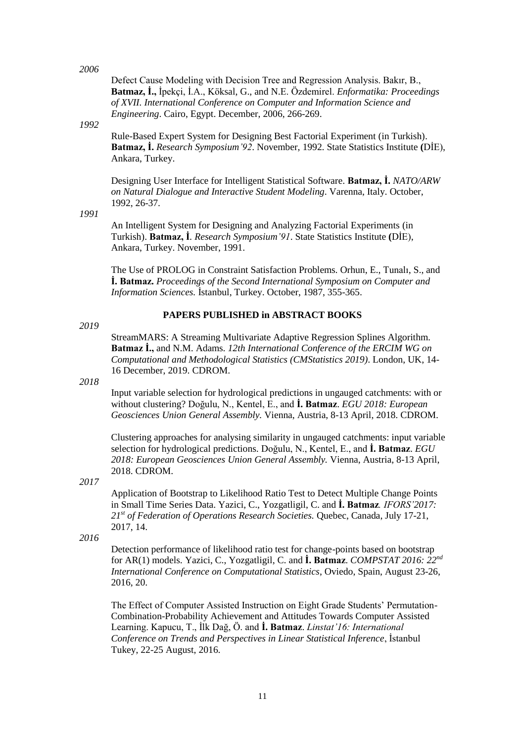*2006*

Defect Cause Modeling with Decision Tree and Regression Analysis. Bakır, B., **Batmaz, İ.,** İpekçi, İ.A., Köksal, G., and N.E. Özdemirel. *Enformatika: Proceedings of XVII. International Conference on Computer and Information Science and Engineering*. Cairo, Egypt. December, 2006, 266-269.

*1992*

Rule-Based Expert System for Designing Best Factorial Experiment (in Turkish). **Batmaz, İ.** *Research Symposium'92*. November, 1992. State Statistics Institute **(**DİE), Ankara, Turkey.

Designing User Interface for Intelligent Statistical Software. **Batmaz, İ.** *NATO/ARW on Natural Dialogue and Interactive Student Modeling*. Varenna, Italy. October, 1992, 26-37.

*1991*

An Intelligent System for Designing and Analyzing Factorial Experiments (in Turkish). **Batmaz, İ**. *Research Symposium'91*. State Statistics Institute **(**DİE), Ankara, Turkey. November, 1991.

The Use of PROLOG in Constraint Satisfaction Problems. Orhun, E., Tunalı, S., and **İ. Batmaz.** *Proceedings of the Second International Symposium on Computer and Information Sciences.* İstanbul, Turkey. October, 1987, 355-365.

## PAPERS PUBLISHED in ABSTRACT BOOKS

*2019*

StreamMARS: A Streaming Multivariate Adaptive Regression Splines Algorithm. **Batmaz İ.,** and N.M. Adams. *12th International Conference of the ERCIM WG on Computational and Methodological Statistics (CMStatistics 2019)*. London, UK, 14-16 December, 2019. CDROM.

*2018*

Input variable selection for hydrological predictions in ungauged catchments: with or without clustering? Doğulu, N., Kentel, E., and **İ. Batmaz**. *EGU 2018: European Geosciences Union General Assembly.* Vienna, Austria, 8-13 April, 2018. CDROM.

Clustering approaches for analysing similarity in ungauged catchments: input variable selection for hydrological predictions. Doğulu, N., Kentel, E., and **İ. Batmaz**. *EGU 2018: European Geosciences Union General Assembly.* Vienna, Austria, 8-13 April, 2018. CDROM.

*2017*

Application of Bootstrap to Likelihood Ratio Test to Detect Multiple Change Points in Small Time Series Data. Yazici, C., Yozgatligil, C. and **İ. Batmaz***. IFORS'2017: 21st of Federation of Operations Research Societies.* Quebec, Canada, July 17-21, 2017, 14.

*2016*

Detection performance of likelihood ratio test for change-points based on bootstrap for AR(1) models. Yazici, C., Yozgatligil, C. and **İ. Batmaz**. *COMPSTAT 2016: 22nd International Conference on Computational Statistics*, Oviedo, Spain, August 23-26, 2016, 20.

The Effect of Computer Assisted Instruction on Eight Grade Students' Permutation-Combination-Probability Achievement and Attitudes Towards Computer Assisted Learning. Kapucu, T., İlk Dağ, Ö. and **İ. Batmaz**. *Linstat'16: International Conference on Trends and Perspectives in Linear Statistical Inference*, İstanbul Tukey, 22-25 August, 2016.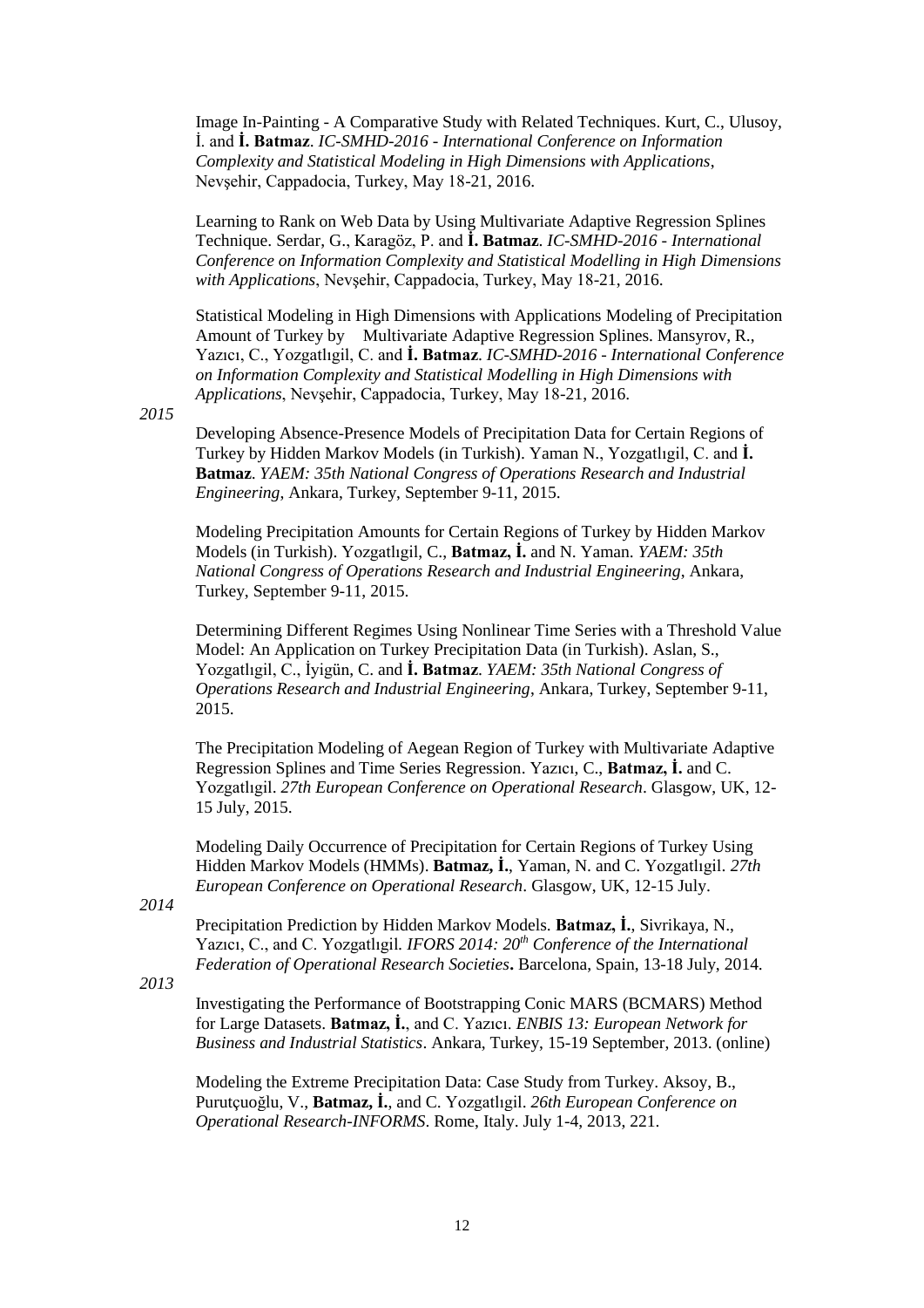Image In-Painting - A Comparative Study with Related Techniques. Kurt, C., Ulusoy, İ. and **İ. Batmaz**. *IC-SMHD-2016 - International Conference on Information Complexity and Statistical Modeling in High Dimensions with Applications*, Nevşehir, Cappadocia, Turkey, May 18-21, 2016.

Learning to Rank on Web Data by Using Multivariate Adaptive Regression Splines Technique. Serdar, G., Karagöz, P. and **İ. Batmaz**. *IC-SMHD-2016 - International Conference on Information Complexity and Statistical Modelling in High Dimensions with Applications*, Nevşehir, Cappadocia, Turkey, May 18-21, 2016.

Statistical Modeling in High Dimensions with Applications Modeling of Precipitation Amount of Turkey by Multivariate Adaptive Regression Splines. Mansyrov, R., Yazıcı, C., Yozgatlıgil, C. and **İ. Batmaz**. *IC-SMHD-2016 - International Conference on Information Complexity and Statistical Modelling in High Dimensions with Applications*, Nevşehir, Cappadocia, Turkey, May 18-21, 2016.

*2015*

Developing Absence-Presence Models of Precipitation Data for Certain Regions of Turkey by Hidden Markov Models (in Turkish). Yaman N., Yozgatlıgil, C. and **İ. Batmaz**. *YAEM: 35th National Congress of Operations Research and Industrial Engineering*, Ankara, Turkey, September 9-11, 2015.

Modeling Precipitation Amounts for Certain Regions of Turkey by Hidden Markov Models (in Turkish). Yozgatlıgil, C., **Batmaz, İ.** and N. Yaman. *YAEM: 35th National Congress of Operations Research and Industrial Engineering*, Ankara, Turkey, September 9-11, 2015.

Determining Different Regimes Using Nonlinear Time Series with a Threshold Value Model: An Application on Turkey Precipitation Data (in Turkish). Aslan, S., Yozgatlıgil, C., İyigün, C. and **İ. Batmaz**. *YAEM: 35th National Congress of Operations Research and Industrial Engineering*, Ankara, Turkey, September 9-11, 2015.

The Precipitation Modeling of Aegean Region of Turkey with Multivariate Adaptive Regression Splines and Time Series Regression. Yazıcı, C., **Batmaz, İ.** and C. Yozgatlıgil. *27th European Conference on Operational Research*. Glasgow, UK, 12-15 July, 2015.

Modeling Daily Occurrence of Precipitation for Certain Regions of Turkey Using Hidden Markov Models (HMMs). **Batmaz, İ.**, Yaman, N. and C. Yozgatlıgil. *27th European Conference on Operational Research*. Glasgow, UK, 12-15 July.

*2014*

Precipitation Prediction by Hidden Markov Models. **Batmaz, İ.**, Sivrikaya, N., Yazıcı, C., and C. Yozgatlıgil. *IFORS 2014: 20th Conference of the International Federation of Operational Research Societies***.** Barcelona, Spain, 13-18 July, 2014.

*2013*

Investigating the Performance of Bootstrapping Conic MARS (BCMARS) Method for Large Datasets. **Batmaz, İ.**, and C. Yazıcı. *ENBIS 13: European Network for Business and Industrial Statistics*. Ankara, Turkey, 15-19 September, 2013. (online)

Modeling the Extreme Precipitation Data: Case Study from Turkey. Aksoy, B., Purutçuoğlu, V., **Batmaz, İ.**, and C. Yozgatlıgil. *26th European Conference on Operational Research-INFORMS*. Rome, Italy. July 1-4, 2013, 221.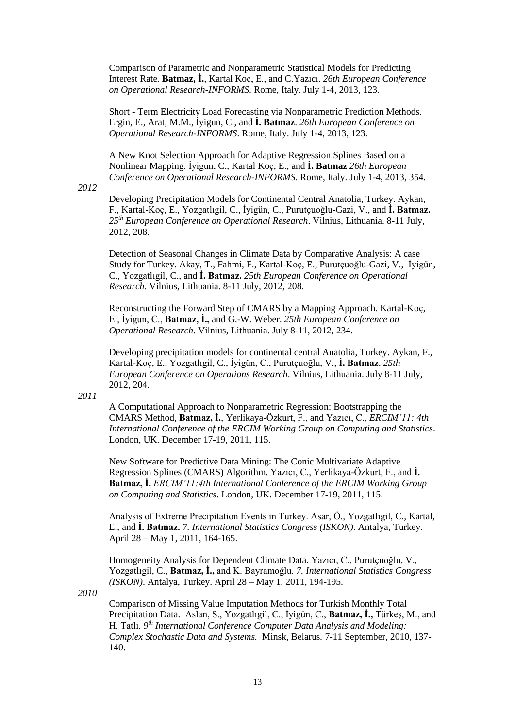Comparison of Parametric and Nonparametric Statistical Models for Predicting Interest Rate. **Batmaz, İ.**, Kartal Koç, E., and C.Yazıcı. *26th European Conference on Operational Research-INFORMS*. Rome, Italy. July 1-4, 2013, 123.

Short - Term Electricity Load Forecasting via Nonparametric Prediction Methods. Ergin, E., Arat, M.M., İyigun, C., and **İ. Batmaz**. *26th European Conference on Operational Research-INFORMS*. Rome, Italy. July 1-4, 2013, 123.

A New Knot Selection Approach for Adaptive Regression Splines Based on a Nonlinear Mapping. İyigun, C., Kartal Koç, E., and **İ. Batmaz** *26th European Conference on Operational Research-INFORMS*. Rome, Italy. July 1-4, 2013, 354.

*2012*

Developing Precipitation Models for Continental Central Anatolia, Turkey. Aykan, F., Kartal-Koç, E., Yozgatlıgil, C., İyigün, C., Purutçuoğlu-Gazi, V., and **İ. Batmaz.** *25th European Conference on Operational Research*. Vilnius, Lithuania. 8-11 July, 2012, 208.

Detection of Seasonal Changes in Climate Data by Comparative Analysis: A case Study for Turkey. Akay, T., Fahmi, F., Kartal-Koç, E., Purutçuoğlu-Gazi, V., İyigün, C., Yozgatlıgil, C., and **İ. Batmaz.** *25th European Conference on Operational Research*. Vilnius, Lithuania. 8-11 July, 2012, 208.

Reconstructing the Forward Step of CMARS by a Mapping Approach. Kartal-Koç, E., İyigun, C., **Batmaz, İ.,** and G.-W. Weber. *25th European Conference on Operational Research*. Vilnius, Lithuania. July 8-11, 2012, 234.

Developing precipitation models for continental central Anatolia, Turkey. Aykan, F., Kartal-Koç, E., Yozgatlıgil, C., İyigün, C., Purutçuoğlu, V., **İ. Batmaz**. *25th European Conference on Operations Research*. Vilnius, Lithuania. July 8-11 July, 2012, 204.

*2011*

A Computational Approach to Nonparametric Regression: Bootstrapping the CMARS Method, **Batmaz, İ.**, Yerlikaya-Özkurt, F., and Yazıcı, C., *ERCIM'11: 4th International Conference of the ERCIM Working Group on Computing and Statistics*. London, UK. December 17-19, 2011, 115.

New Software for Predictive Data Mining: The Conic Multivariate Adaptive Regression Splines (CMARS) Algorithm. Yazıcı, C., Yerlikaya-Özkurt, F., and **İ. Batmaz, İ.** *ERCIM'11:4th International Conference of the ERCIM Working Group on Computing and Statistics*. London, UK. December 17-19, 2011, 115.

Analysis of Extreme Precipitation Events in Turkey. Asar, Ö., Yozgatlıgil, C., Kartal, E., and **İ. Batmaz.** *7. International Statistics Congress (ISKON)*. Antalya, Turkey. April 28 – May 1, 2011, 164-165.

Homogeneity Analysis for Dependent Climate Data. Yazıcı, C., Purutçuoğlu, V., Yozgatlıgil, C., **Batmaz, İ.,** and K. Bayramoğlu. *7. International Statistics Congress (ISKON)*. Antalya, Turkey. April 28 – May 1, 2011, 194-195.

*2010*

Comparison of Missing Value Imputation Methods for Turkish Monthly Total Precipitation Data. Aslan, S., Yozgatlıgil, C., İyigün, C., **Batmaz, İ.,** Türkeş, M., and H. Tatlı. *9th International Conference Computer Data Analysis and Modeling: Complex Stochastic Data and Systems.* Minsk, Belarus. 7-11 September, 2010, 137-140.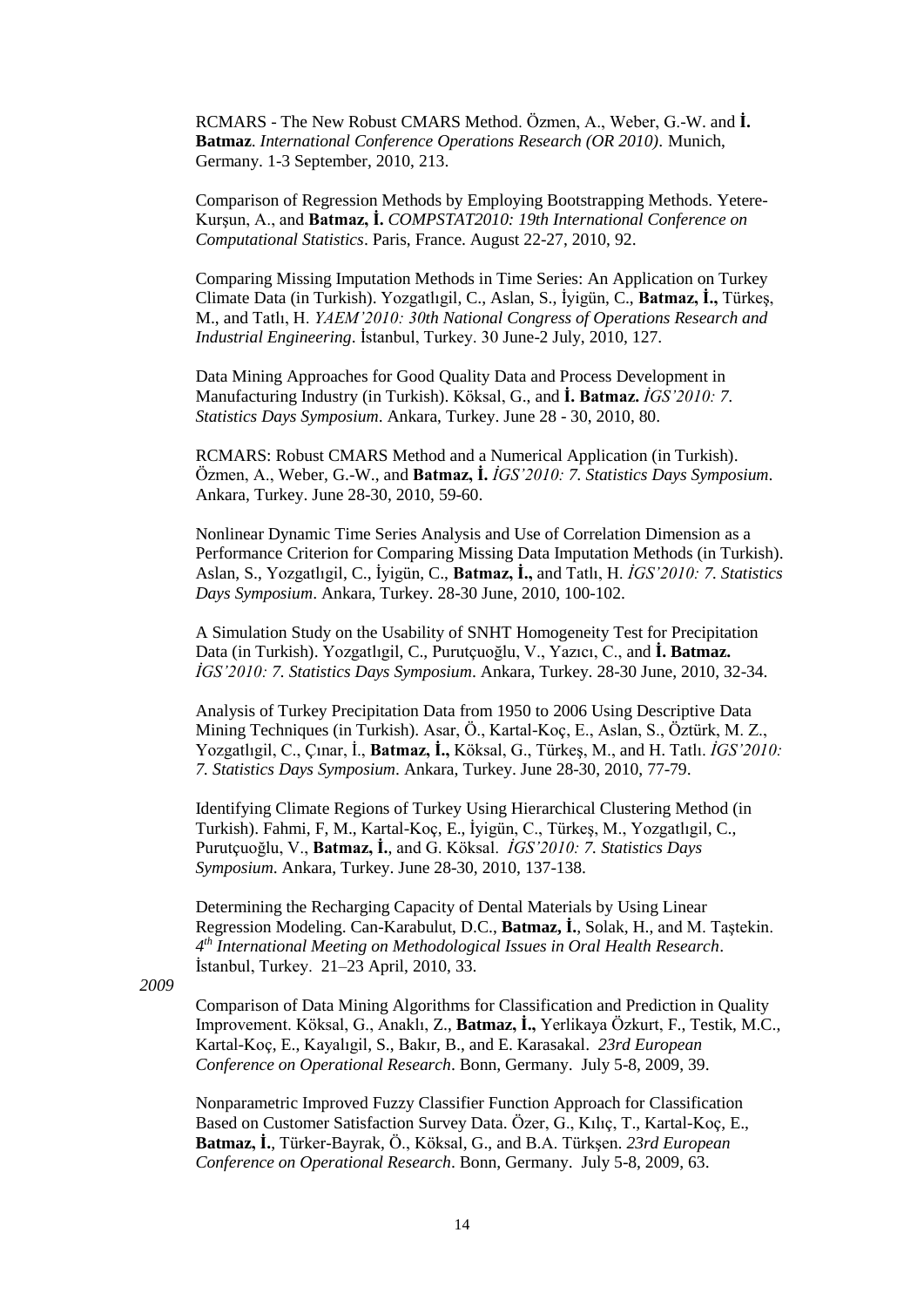RCMARS - The New Robust CMARS Method. Özmen, A., Weber, G.-W. and **İ. Batmaz**. *International Conference Operations Research (OR 2010)*. Munich, Germany. 1-3 September, 2010, 213.

Comparison of Regression Methods by Employing Bootstrapping Methods. Yetere-Kurşun, A., and **Batmaz, İ.** *COMPSTAT2010: 19th International Conference on Computational Statistics*. Paris, France. August 22-27, 2010, 92.

Comparing Missing Imputation Methods in Time Series: An Application on Turkey Climate Data (in Turkish). Yozgatlıgil, C., Aslan, S., İyigün, C., **Batmaz, İ.,** Türkeş, M., and Tatlı, H. *YAEM'2010: 30th National Congress of Operations Research and Industrial Engineering*. İstanbul, Turkey. 30 June-2 July, 2010, 127.

Data Mining Approaches for Good Quality Data and Process Development in Manufacturing Industry (in Turkish). Köksal, G., and **İ. Batmaz.** *İGS'2010: 7. Statistics Days Symposium*. Ankara, Turkey. June 28 - 30, 2010, 80.

RCMARS: Robust CMARS Method and a Numerical Application (in Turkish). Özmen, A., Weber, G.-W., and **Batmaz, İ.** *İGS'2010: 7. Statistics Days Symposium*. Ankara, Turkey. June 28-30, 2010, 59-60.

Nonlinear Dynamic Time Series Analysis and Use of Correlation Dimension as a Performance Criterion for Comparing Missing Data Imputation Methods (in Turkish). Aslan, S., Yozgatlıgil, C., İyigün, C., **Batmaz, İ.,** and Tatlı, H. *İGS'2010: 7. Statistics Days Symposium*. Ankara, Turkey. 28-30 June, 2010, 100-102.

A Simulation Study on the Usability of SNHT Homogeneity Test for Precipitation Data (in Turkish). Yozgatlıgil, C., Purutçuoğlu, V., Yazıcı, C., and **İ. Batmaz.** *İGS'2010: 7. Statistics Days Symposium*. Ankara, Turkey. 28-30 June, 2010, 32-34.

Analysis of Turkey Precipitation Data from 1950 to 2006 Using Descriptive Data Mining Techniques (in Turkish). Asar, Ö., Kartal-Koç, E., Aslan, S., Öztürk, M. Z., Yozgatlıgil, C., Çınar, İ., **Batmaz, İ.,** Köksal, G., Türkeş, M., and H. Tatlı. *İGS'2010: 7. Statistics Days Symposium*. Ankara, Turkey. June 28-30, 2010, 77-79.

Identifying Climate Regions of Turkey Using Hierarchical Clustering Method (in Turkish). Fahmi, F, M., Kartal-Koç, E., İyigün, C., Türkeş, M., Yozgatlıgil, C., Purutçuoğlu, V., **Batmaz, İ.**, and G. Köksal. *İGS'2010: 7. Statistics Days Symposium*. Ankara, Turkey. June 28-30, 2010, 137-138.

Determining the Recharging Capacity of Dental Materials by Using Linear Regression Modeling. Can-Karabulut, D.C., **Batmaz, İ.**, Solak, H., and M. Taştekin. *4th International Meeting on Methodological Issues in Oral Health Research*. İstanbul, Turkey. 21–23 April, 2010, 33.

*2009*

Comparison of Data Mining Algorithms for Classification and Prediction in Quality Improvement. Köksal, G., Anaklı, Z., **Batmaz, İ.,** Yerlikaya Özkurt, F., Testik, M.C., Kartal-Koç, E., Kayalıgil, S., Bakır, B., and E. Karasakal. *23rd European Conference on Operational Research*. Bonn, Germany. July 5-8, 2009, 39.

Nonparametric Improved Fuzzy Classifier Function Approach for Classification Based on Customer Satisfaction Survey Data. Özer, G., Kılıç, T., Kartal-Koç, E., **Batmaz, İ.**, Türker-Bayrak, Ö., Köksal, G., and B.A. Türkşen. *23rd European Conference on Operational Research*. Bonn, Germany. July 5-8, 2009, 63.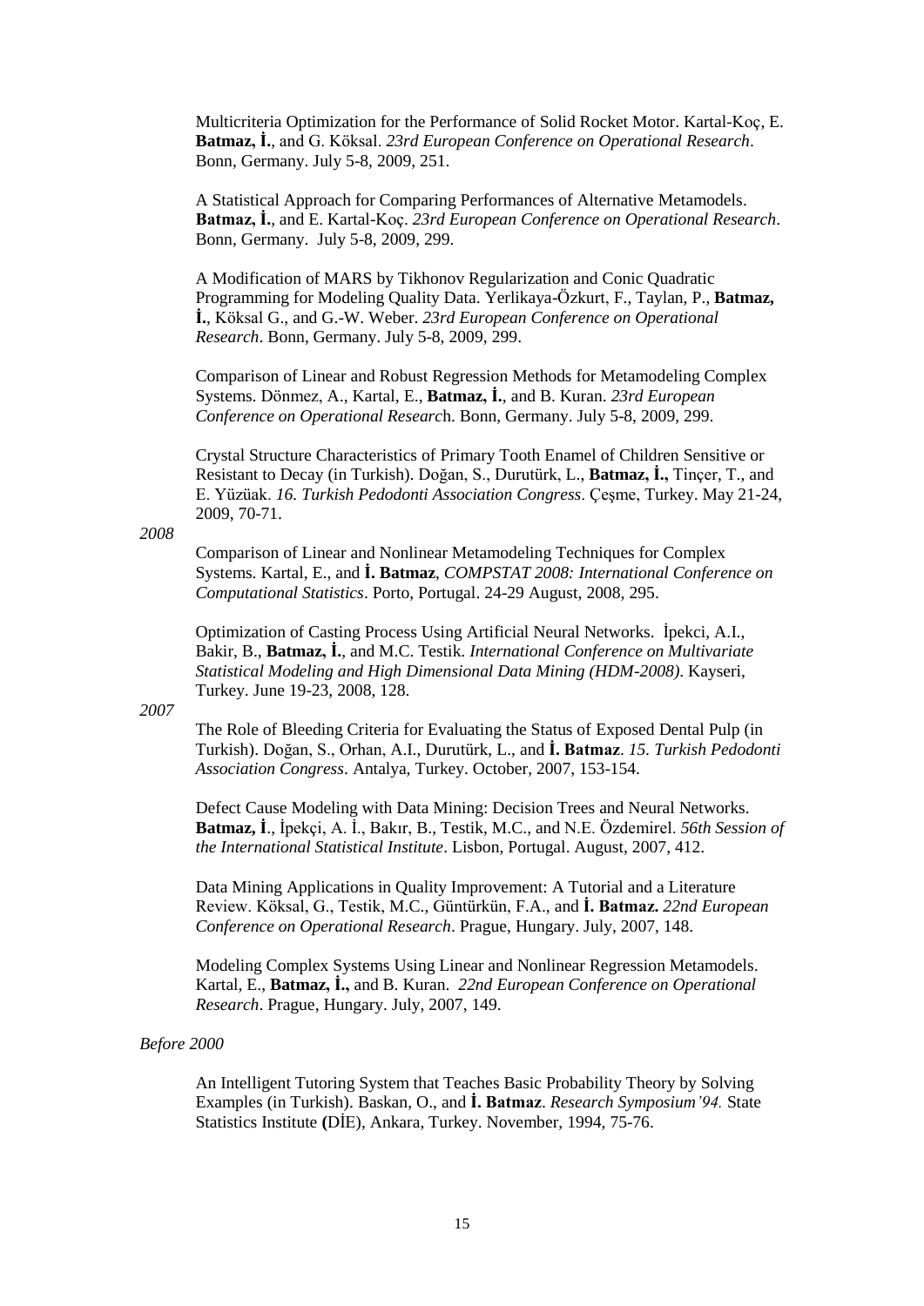Multicriteria Optimization for the Performance of Solid Rocket Motor. Kartal-Koç, E. **Batmaz, İ.**, and G. Köksal. *23rd European Conference on Operational Research*. Bonn, Germany. July 5-8, 2009, 251.

A Statistical Approach for Comparing Performances of Alternative Metamodels. **Batmaz, İ.**, and E. Kartal-Koç. *23rd European Conference on Operational Research*. Bonn, Germany. July 5-8, 2009, 299.

A Modification of MARS by Tikhonov Regularization and Conic Quadratic Programming for Modeling Quality Data. Yerlikaya-Özkurt, F., Taylan, P., **Batmaz, İ.**, Köksal G., and G.-W. Weber. *23rd European Conference on Operational Research*. Bonn, Germany. July 5-8, 2009, 299.

Comparison of Linear and Robust Regression Methods for Metamodeling Complex Systems. Dönmez, A., Kartal, E., **Batmaz, İ.**, and B. Kuran. *23rd European Conference on Operational Research*. Bonn, Germany. July 5-8, 2009, 299.

Crystal Structure Characteristics of Primary Tooth Enamel of Children Sensitive or Resistant to Decay (in Turkish). Doğan, S., Durutürk, L., **Batmaz, İ.,** Tinçer, T., and E. Yüzüak. *16. Turkish Pedodonti Association Congress*. Çeşme, Turkey. May 21-24, 2009, 70-71.

*2008*

Comparison of Linear and Nonlinear Metamodeling Techniques for Complex Systems. Kartal, E., and **İ. Batmaz**, *COMPSTAT 2008: International Conference on Computational Statistics*. Porto, Portugal. 24-29 August, 2008, 295.

Optimization of Casting Process Using Artificial Neural Networks. İpekci, A.I., Bakir, B., **Batmaz, İ.**, and M.C. Testik. *International Conference on Multivariate Statistical Modeling and High Dimensional Data Mining (HDM-2008)*. Kayseri, Turkey. June 19-23, 2008, 128.

*2007*

The Role of Bleeding Criteria for Evaluating the Status of Exposed Dental Pulp (in Turkish). Doğan, S., Orhan, A.I., Durutürk, L., and **İ. Batmaz**. *15. Turkish Pedodonti Association Congress*. Antalya, Turkey. October, 2007, 153-154.

Defect Cause Modeling with Data Mining: Decision Trees and Neural Networks. **Batmaz, İ**., İpekçi, A. İ., Bakır, B., Testik, M.C., and N.E. Özdemirel. *56th Session of the International Statistical Institute*. Lisbon, Portugal. August, 2007, 412.

Data Mining Applications in Quality Improvement: A Tutorial and a Literature Review. Köksal, G., Testik, M.C., Güntürkün, F.A., and **İ. Batmaz.** *22nd European Conference on Operational Research*. Prague, Hungary. July, 2007, 148.

Modeling Complex Systems Using Linear and Nonlinear Regression Metamodels. Kartal, E., **Batmaz, İ.,** and B. Kuran. *22nd European Conference on Operational Research*. Prague, Hungary. July, 2007, 149.

*Before 2000*

An Intelligent Tutoring System that Teaches Basic Probability Theory by Solving Examples (in Turkish). Baskan, O., and **İ. Batmaz**. *Research Symposium'94.* State Statistics Institute **(**DİE), Ankara, Turkey. November, 1994, 75-76.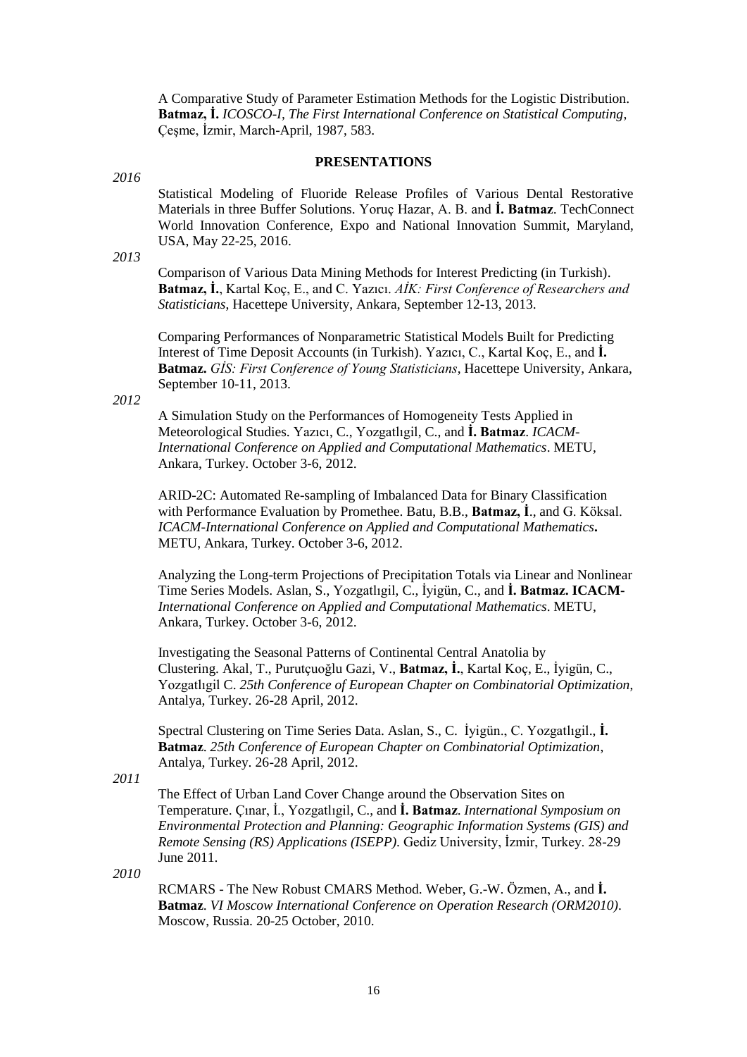A Comparative Study of Parameter Estimation Methods for the Logistic Distribution. **Batmaz, İ.** *ICOSCO-I, The First International Conference on Statistical Computing*, Çeşme, İzmir, March-April, 1987, 583.

## PRESENTATIONS

*2016*

Statistical Modeling of Fluoride Release Profiles of Various Dental Restorative Materials in three Buffer Solutions. Yoruç Hazar, A. B. and **İ. Batmaz**. TechConnect World Innovation Conference, Expo and National Innovation Summit, Maryland, USA, May 22-25, 2016.

*2013*

Comparison of Various Data Mining Methods for Interest Predicting (in Turkish). **Batmaz, İ.**, Kartal Koç, E., and C. Yazıcı. *AİK: First Conference of Researchers and Statisticians*, Hacettepe University, Ankara, September 12-13, 2013.

Comparing Performances of Nonparametric Statistical Models Built for Predicting Interest of Time Deposit Accounts (in Turkish). Yazıcı, C., Kartal Koç, E., and **İ. Batmaz.** *GİS: First Conference of Young Statisticians*, Hacettepe University, Ankara, September 10-11, 2013.

*2012*

A Simulation Study on the Performances of Homogeneity Tests Applied in Meteorological Studies. Yazıcı, C., Yozgatlıgil, C., and **İ. Batmaz**. *ICACM-International Conference on Applied and Computational Mathematics*. METU, Ankara, Turkey. October 3-6, 2012.

ARID-2C: Automated Re-sampling of Imbalanced Data for Binary Classification with Performance Evaluation by Promethee. Batu, B.B., **Batmaz, İ**., and G. Köksal. *ICACM-International Conference on Applied and Computational Mathematics***.** METU, Ankara, Turkey. October 3-6, 2012.

Analyzing the Long-term Projections of Precipitation Totals via Linear and Nonlinear Time Series Models. Aslan, S., Yozgatlıgil, C., İyigün, C., and **İ. Batmaz. ICACM**-*International Conference on Applied and Computational Mathematics*. METU, Ankara, Turkey. October 3-6, 2012.

Investigating the Seasonal Patterns of Continental Central Anatolia by Clustering. Akal, T., Purutçuoğlu Gazi, V., **Batmaz, İ.**, Kartal Koç, E., İyigün, C., Yozgatlıgil C. *25th Conference of European Chapter on Combinatorial Optimization*, Antalya, Turkey. 26-28 April, 2012.

Spectral Clustering on Time Series Data. Aslan, S., C. İyigün., C. Yozgatlıgil., **İ. Batmaz**. *25th Conference of European Chapter on Combinatorial Optimization*, Antalya, Turkey. 26-28 April, 2012.

*2011*

The Effect of Urban Land Cover Change around the Observation Sites on Temperature. Çınar, İ., Yozgatlıgil, C., and **İ. Batmaz**. *International Symposium on Environmental Protection and Planning: Geographic Information Systems (GIS) and Remote Sensing (RS) Applications (ISEPP)*. Gediz University, İzmir, Turkey. 28-29 June 2011.

*2010*

RCMARS - The New Robust CMARS Method. Weber, G.-W. Özmen, A., and **İ. Batmaz**. *VI Moscow International Conference on Operation Research (ORM2010)*. Moscow, Russia. 20-25 October, 2010.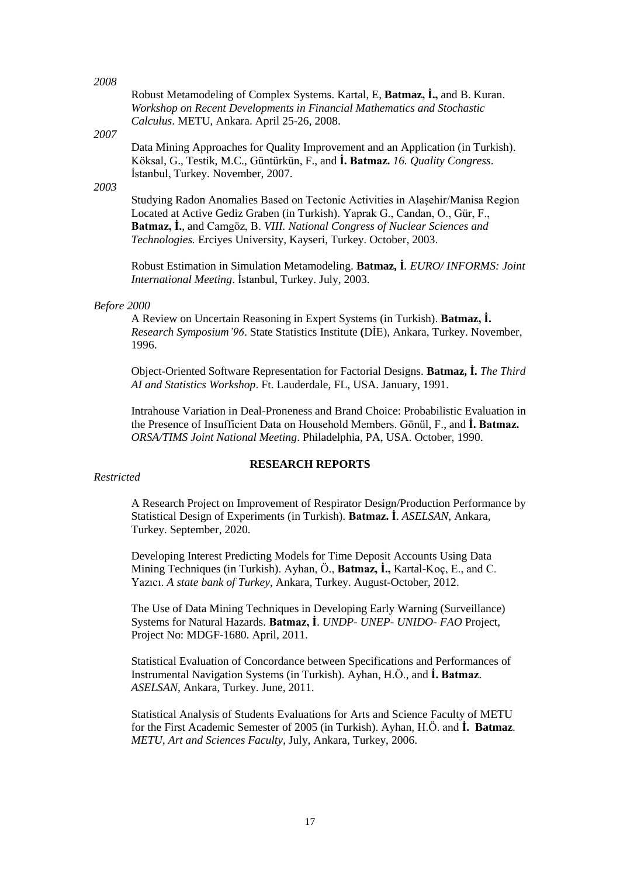*2008*

Robust Metamodeling of Complex Systems. Kartal, E, **Batmaz, İ.,** and B. Kuran. *Workshop on Recent Developments in Financial Mathematics and Stochastic Calculus*. METU, Ankara. April 25-26, 2008.

*2007*

Data Mining Approaches for Quality Improvement and an Application (in Turkish). Köksal, G., Testik, M.C., Güntürkün, F., and **İ. Batmaz.** *16. Quality Congress*. İstanbul, Turkey. November, 2007.

*2003*

Studying Radon Anomalies Based on Tectonic Activities in Alaşehir/Manisa Region Located at Active Gediz Graben (in Turkish). Yaprak G., Candan, O., Gür, F., **Batmaz, İ.**, and Camgöz, B. *VIII. National Congress of Nuclear Sciences and Technologies.* Erciyes University, Kayseri, Turkey. October, 2003.

Robust Estimation in Simulation Metamodeling. **Batmaz, İ**. *EURO/ INFORMS: Joint International Meeting*. İstanbul, Turkey. July, 2003.

*Before 2000*

A Review on Uncertain Reasoning in Expert Systems (in Turkish). **Batmaz, İ.** *Research Symposium'96*. State Statistics Institute **(**DİE), Ankara, Turkey. November, 1996.

Object-Oriented Software Representation for Factorial Designs. **Batmaz, İ.** *The Third AI and Statistics Workshop*. Ft. Lauderdale, FL, USA. January, 1991.

Intrahouse Variation in Deal-Proneness and Brand Choice: Probabilistic Evaluation in the Presence of Insufficient Data on Household Members. Gönül, F., and **İ. Batmaz.** *ORSA/TIMS Joint National Meeting*. Philadelphia, PA, USA. October, 1990.

## RESEARCH REPORTS

*Restricted*

A Research Project on Improvement of Respirator Design/Production Performance by Statistical Design of Experiments (in Turkish). **Batmaz. İ**. *ASELSAN*, Ankara, Turkey. September, 2020.

Developing Interest Predicting Models for Time Deposit Accounts Using Data Mining Techniques (in Turkish). Ayhan, Ö., **Batmaz, İ.,** Kartal-Koç, E., and C. Yazıcı. *A state bank of Turkey*, Ankara, Turkey. August-October, 2012.

The Use of Data Mining Techniques in Developing Early Warning (Surveillance) Systems for Natural Hazards. **Batmaz, İ**. *UNDP- UNEP- UNIDO- FAO* Project, Project No: MDGF-1680. April, 2011.

Statistical Evaluation of Concordance between Specifications and Performances of Instrumental Navigation Systems (in Turkish). Ayhan, H.Ö., and **İ. Batmaz**. *ASELSAN*, Ankara, Turkey. June, 2011.

Statistical Analysis of Students Evaluations for Arts and Science Faculty of METU for the First Academic Semester of 2005 (in Turkish). Ayhan, H.Ö. and **İ. Batmaz**. *METU, Art and Sciences Faculty*, July, Ankara, Turkey, 2006.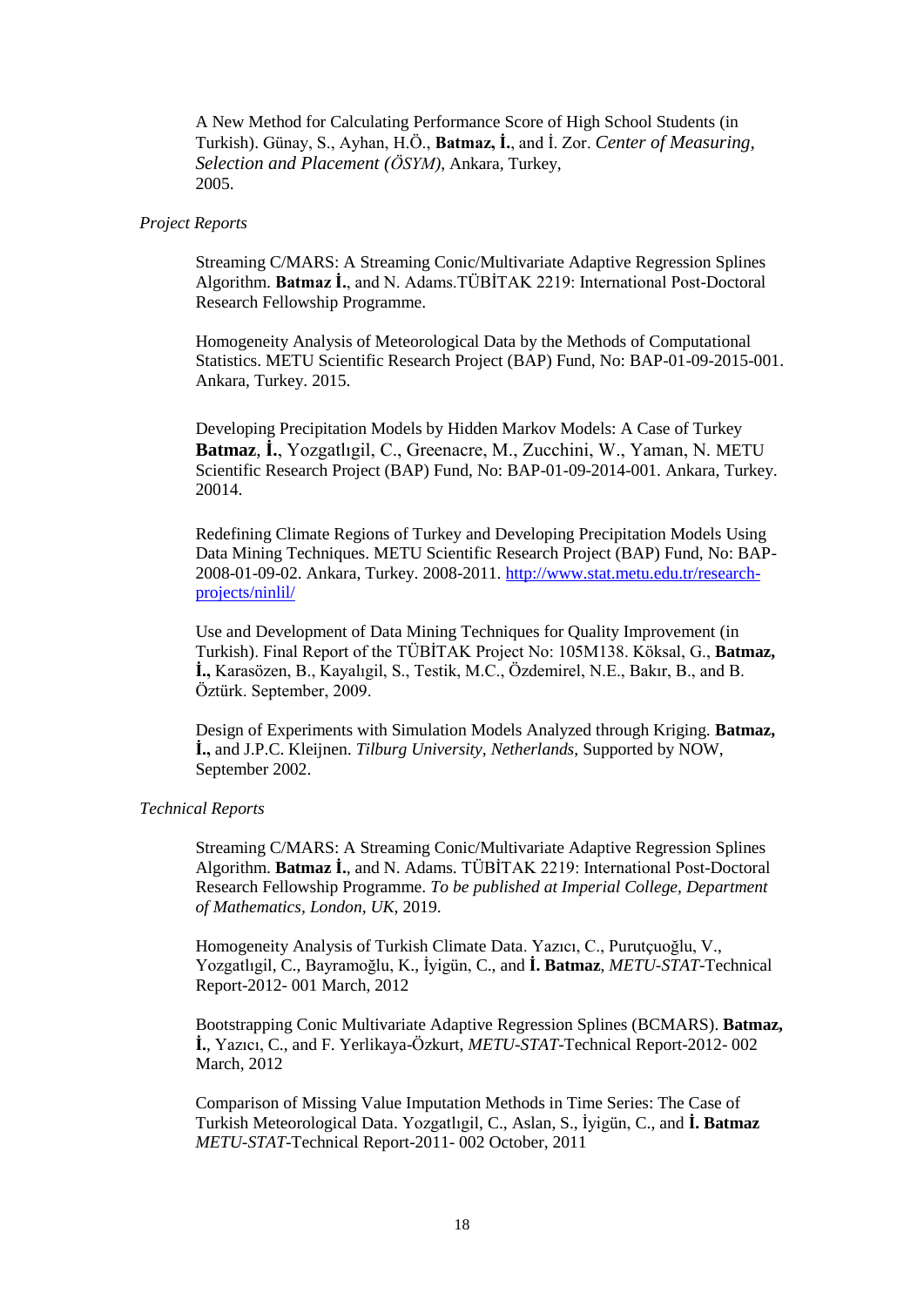A New Method for Calculating Performance Score of High School Students (in Turkish). Günay, S., Ayhan, H.Ö., **Batmaz, İ.**, and İ. Zor. *Center of Measuring, Selection and Placement (ÖSYM)*, Ankara, Turkey, 2005.

*Project Reports*

Streaming C/MARS: A Streaming Conic/Multivariate Adaptive Regression Splines Algorithm. **Batmaz İ.**, and N. Adams.TÜBİTAK 2219: International Post-Doctoral Research Fellowship Programme.

Homogeneity Analysis of Meteorological Data by the Methods of Computational Statistics. METU Scientific Research Project (BAP) Fund, No: BAP-01-09-2015-001. Ankara, Turkey. 2015.

Developing Precipitation Models by Hidden Markov Models: A Case of Turkey **Batmaz**, **İ.**, Yozgatlıgil, C., Greenacre, M., Zucchini, W., Yaman, N. METU Scientific Research Project (BAP) Fund, No: BAP-01-09-2014-001. Ankara, Turkey. 20014.

Redefining Climate Regions of Turkey and Developing Precipitation Models Using Data Mining Techniques. METU Scientific Research Project (BAP) Fund, No: BAP-2008-01-09-02. Ankara, Turkey. 2008-2011. [http://www.stat.metu.edu.tr/research-projects/ninlil/](http://www.stat.metu.edu.tr/research-projects/ninlil/)

Use and Development of Data Mining Techniques for Quality Improvement (in Turkish). Final Report of the TÜBİTAK Project No: 105M138. Köksal, G., **Batmaz, İ.,** Karasözen, B., Kayalıgil, S., Testik, M.C., Özdemirel, N.E., Bakır, B., and B. Öztürk. September, 2009.

Design of Experiments with Simulation Models Analyzed through Kriging. **Batmaz, İ.,** and J.P.C. Kleijnen. *Tilburg University, Netherlands*, Supported by NOW, September 2002.

*Technical Reports*

Streaming C/MARS: A Streaming Conic/Multivariate Adaptive Regression Splines Algorithm. **Batmaz İ.**, and N. Adams. TÜBİTAK 2219: International Post-Doctoral Research Fellowship Programme. *To be published at Imperial College, Department of Mathematics, London, UK,* 2019.

Homogeneity Analysis of Turkish Climate Data. Yazıcı, C., Purutçuoğlu, V., Yozgatlıgil, C., Bayramoğlu, K., İyigün, C., and **İ. Batmaz**, *METU-STAT*-Technical Report-2012- 001 March, 2012

Bootstrapping Conic Multivariate Adaptive Regression Splines (BCMARS). **Batmaz, İ.**, Yazıcı, C., and F. Yerlikaya-Özkurt, *METU-STAT*-Technical Report-2012- 002 March, 2012

Comparison of Missing Value Imputation Methods in Time Series: The Case of Turkish Meteorological Data. Yozgatlıgil, C., Aslan, S., İyigün, C., and **İ. Batmaz** *METU-STAT*-Technical Report-2011- 002 October, 2011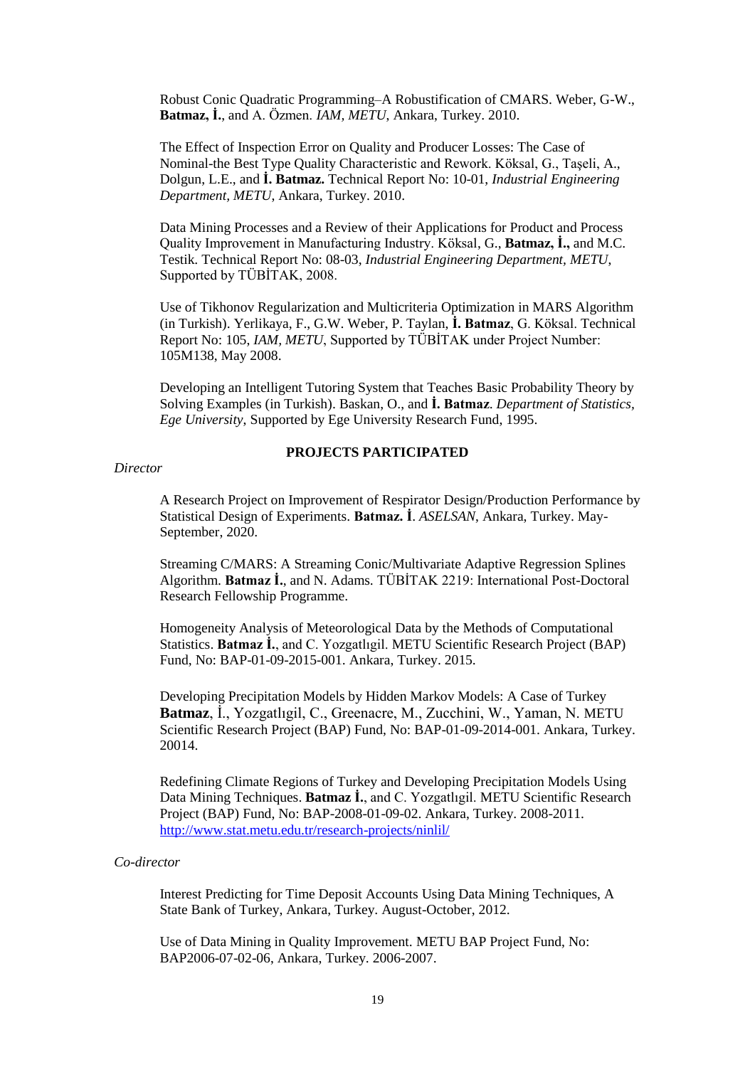Robust Conic Quadratic Programming–A Robustification of CMARS. Weber, G-W., **Batmaz, İ.**, and A. Özmen. *IAM, METU*, Ankara, Turkey. 2010.

The Effect of Inspection Error on Quality and Producer Losses: The Case of Nominal-the Best Type Quality Characteristic and Rework. Köksal, G., Taşeli, A., Dolgun, L.E., and **İ. Batmaz.** Technical Report No: 10-01, *Industrial Engineering Department, METU*, Ankara, Turkey. 2010.

Data Mining Processes and a Review of their Applications for Product and Process Quality Improvement in Manufacturing Industry. Köksal, G., **Batmaz, İ.,** and M.C. Testik. Technical Report No: 08-03, *Industrial Engineering Department, METU*, Supported by TÜBİTAK, 2008.

Use of Tikhonov Regularization and Multicriteria Optimization in MARS Algorithm (in Turkish). Yerlikaya, F., G.W. Weber, P. Taylan, **İ. Batmaz**, G. Köksal. Technical Report No: 105, *IAM, METU*, Supported by TÜBİTAK under Project Number: 105M138, May 2008.

Developing an Intelligent Tutoring System that Teaches Basic Probability Theory by Solving Examples (in Turkish). Baskan, O., and **İ. Batmaz**. *Department of Statistics, Ege University*, Supported by Ege University Research Fund, 1995.

## PROJECTS PARTICIPATED

*Director*

A Research Project on Improvement of Respirator Design/Production Performance by Statistical Design of Experiments. **Batmaz. İ**. *ASELSAN*, Ankara, Turkey. May-September, 2020.

Streaming C/MARS: A Streaming Conic/Multivariate Adaptive Regression Splines Algorithm. **Batmaz İ.**, and N. Adams. TÜBİTAK 2219: International Post-Doctoral Research Fellowship Programme.

Homogeneity Analysis of Meteorological Data by the Methods of Computational Statistics. **Batmaz İ.**, and C. Yozgatlıgil. METU Scientific Research Project (BAP) Fund, No: BAP-01-09-2015-001. Ankara, Turkey. 2015.

Developing Precipitation Models by Hidden Markov Models: A Case of Turkey **Batmaz**, İ., Yozgatlıgil, C., Greenacre, M., Zucchini, W., Yaman, N. METU Scientific Research Project (BAP) Fund, No: BAP-01-09-2014-001. Ankara, Turkey. 20014.

Redefining Climate Regions of Turkey and Developing Precipitation Models Using Data Mining Techniques. **Batmaz İ.**, and C. Yozgatlıgil. METU Scientific Research Project (BAP) Fund, No: BAP-2008-01-09-02. Ankara, Turkey. 2008-2011. http://www.stat.metu.edu.tr/research-projects/ninlil/

*Co-director*

Interest Predicting for Time Deposit Accounts Using Data Mining Techniques, A State Bank of Turkey, Ankara, Turkey. August-October, 2012.

Use of Data Mining in Quality Improvement. METU BAP Project Fund, No: BAP2006-07-02-06, Ankara, Turkey. 2006-2007.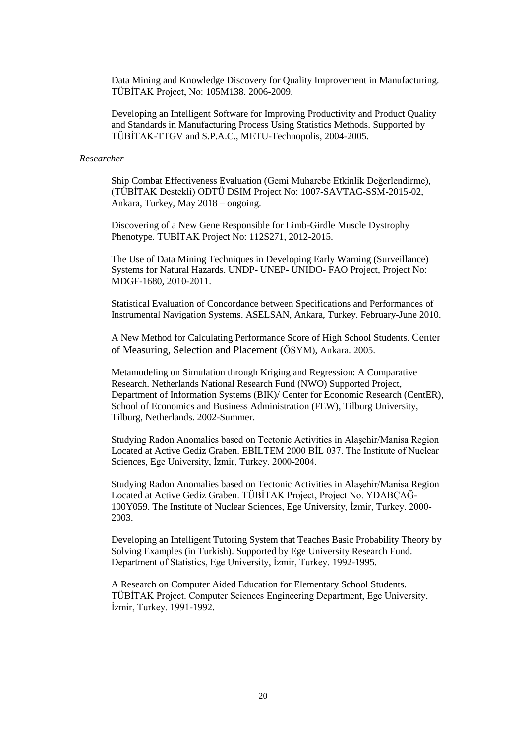Data Mining and Knowledge Discovery for Quality Improvement in Manufacturing. TÜBİTAK Project, No: 105M138. 2006-2009.

Developing an Intelligent Software for Improving Productivity and Product Quality and Standards in Manufacturing Process Using Statistics Methods. Supported by TÜBİTAK-TTGV and S.P.A.C., METU-Technopolis, 2004-2005.

*Researcher*

Ship Combat Effectiveness Evaluation (Gemi Muharebe Etkinlik Değerlendirme), (TÜBİTAK Destekli) ODTÜ DSIM Project No: 1007-SAVTAG-SSM-2015-02, Ankara, Turkey, May 2018 – ongoing.

Discovering of a New Gene Responsible for Limb-Girdle Muscle Dystrophy Phenotype. TUBİTAK Project No: 112S271, 2012-2015.

The Use of Data Mining Techniques in Developing Early Warning (Surveillance) Systems for Natural Hazards. UNDP- UNEP- UNIDO- FAO Project, Project No: MDGF-1680, 2010-2011.

Statistical Evaluation of Concordance between Specifications and Performances of Instrumental Navigation Systems. ASELSAN, Ankara, Turkey. February-June 2010.

A New Method for Calculating Performance Score of High School Students. Center of Measuring, Selection and Placement (ÖSYM), Ankara. 2005.

Metamodeling on Simulation through Kriging and Regression: A Comparative Research. Netherlands National Research Fund (NWO) Supported Project, Department of Information Systems (BIK)/ Center for Economic Research (CentER), School of Economics and Business Administration (FEW), Tilburg University, Tilburg, Netherlands. 2002-Summer.

Studying Radon Anomalies based on Tectonic Activities in Alaşehir/Manisa Region Located at Active Gediz Graben. EBİLTEM 2000 BİL 037. The Institute of Nuclear Sciences, Ege University, İzmir, Turkey. 2000-2004.

Studying Radon Anomalies based on Tectonic Activities in Alaşehir/Manisa Region Located at Active Gediz Graben. TÜBİTAK Project, Project No. YDABÇAĞ-100Y059. The Institute of Nuclear Sciences, Ege University, İzmir, Turkey. 2000-2003.

Developing an Intelligent Tutoring System that Teaches Basic Probability Theory by Solving Examples (in Turkish). Supported by Ege University Research Fund. Department of Statistics, Ege University, İzmir, Turkey. 1992-1995.

A Research on Computer Aided Education for Elementary School Students. TÜBİTAK Project. Computer Sciences Engineering Department, Ege University, İzmir, Turkey. 1991-1992.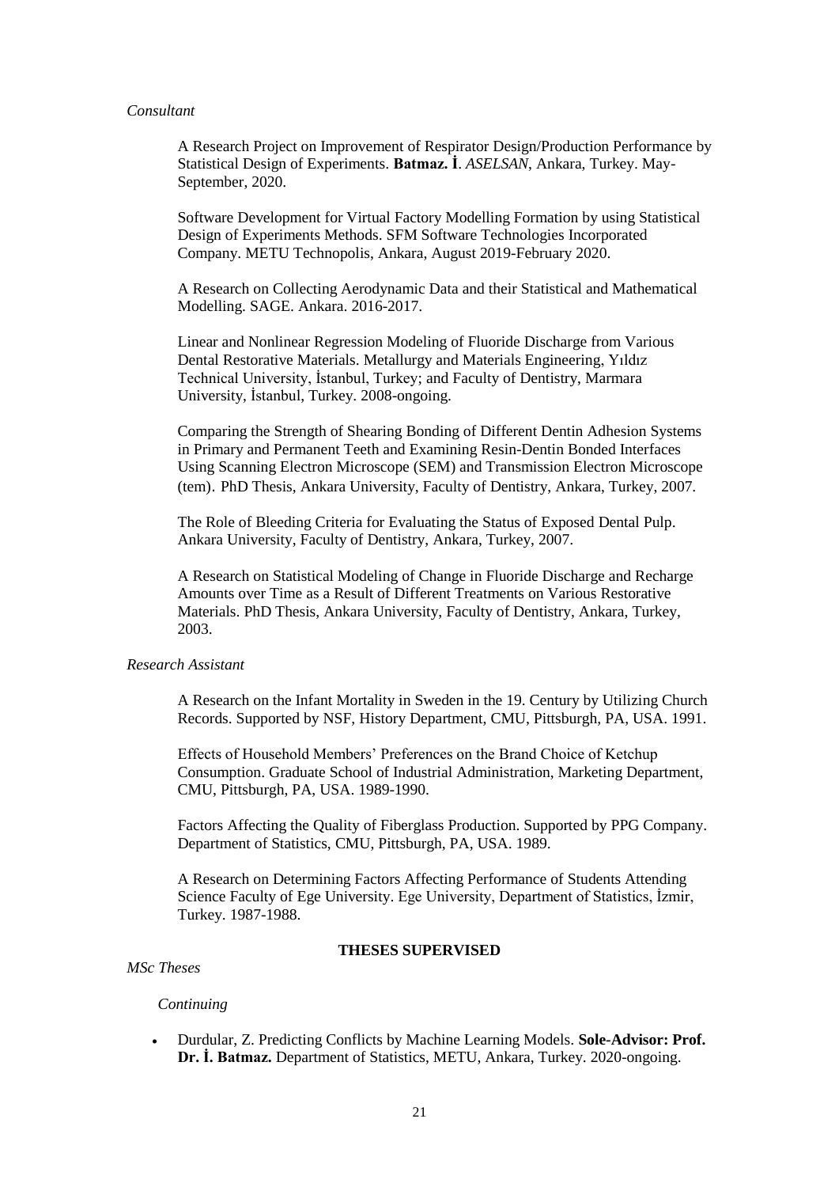*Consultant*

A Research Project on Improvement of Respirator Design/Production Performance by Statistical Design of Experiments. **Batmaz. İ**. *ASELSAN*, Ankara, Turkey. May-September, 2020.

Software Development for Virtual Factory Modelling Formation by using Statistical Design of Experiments Methods. SFM Software Technologies Incorporated Company. METU Technopolis, Ankara, August 2019-February 2020.

A Research on Collecting Aerodynamic Data and their Statistical and Mathematical Modelling. SAGE. Ankara. 2016-2017.

Linear and Nonlinear Regression Modeling of Fluoride Discharge from Various Dental Restorative Materials. Metallurgy and Materials Engineering, Yıldız Technical University, İstanbul, Turkey; and Faculty of Dentistry, Marmara University, İstanbul, Turkey. 2008-ongoing.

Comparing the Strength of Shearing Bonding of Different Dentin Adhesion Systems in Primary and Permanent Teeth and Examining Resin-Dentin Bonded Interfaces Using Scanning Electron Microscope (SEM) and Transmission Electron Microscope (tem). PhD Thesis, Ankara University, Faculty of Dentistry, Ankara, Turkey, 2007.

The Role of Bleeding Criteria for Evaluating the Status of Exposed Dental Pulp. Ankara University, Faculty of Dentistry, Ankara, Turkey, 2007.

A Research on Statistical Modeling of Change in Fluoride Discharge and Recharge Amounts over Time as a Result of Different Treatments on Various Restorative Materials. PhD Thesis, Ankara University, Faculty of Dentistry, Ankara, Turkey, 2003.

*Research Assistant*

A Research on the Infant Mortality in Sweden in the 19. Century by Utilizing Church Records. Supported by NSF, History Department, CMU, Pittsburgh, PA, USA. 1991.

Effects of Household Members' Preferences on the Brand Choice of Ketchup Consumption. Graduate School of Industrial Administration, Marketing Department, CMU, Pittsburgh, PA, USA. 1989-1990.

Factors Affecting the Quality of Fiberglass Production. Supported by PPG Company. Department of Statistics, CMU, Pittsburgh, PA, USA. 1989.

A Research on Determining Factors Affecting Performance of Students Attending Science Faculty of Ege University. Ege University, Department of Statistics, İzmir, Turkey. 1987-1988.

## THESES SUPERVISED

*MSc Theses*

*Continuing*

- Durdular, Z. Predicting Conflicts by Machine Learning Models. **Sole-Advisor: Prof. Dr. İ. Batmaz.** Department of Statistics, METU, Ankara, Turkey. 2020-ongoing.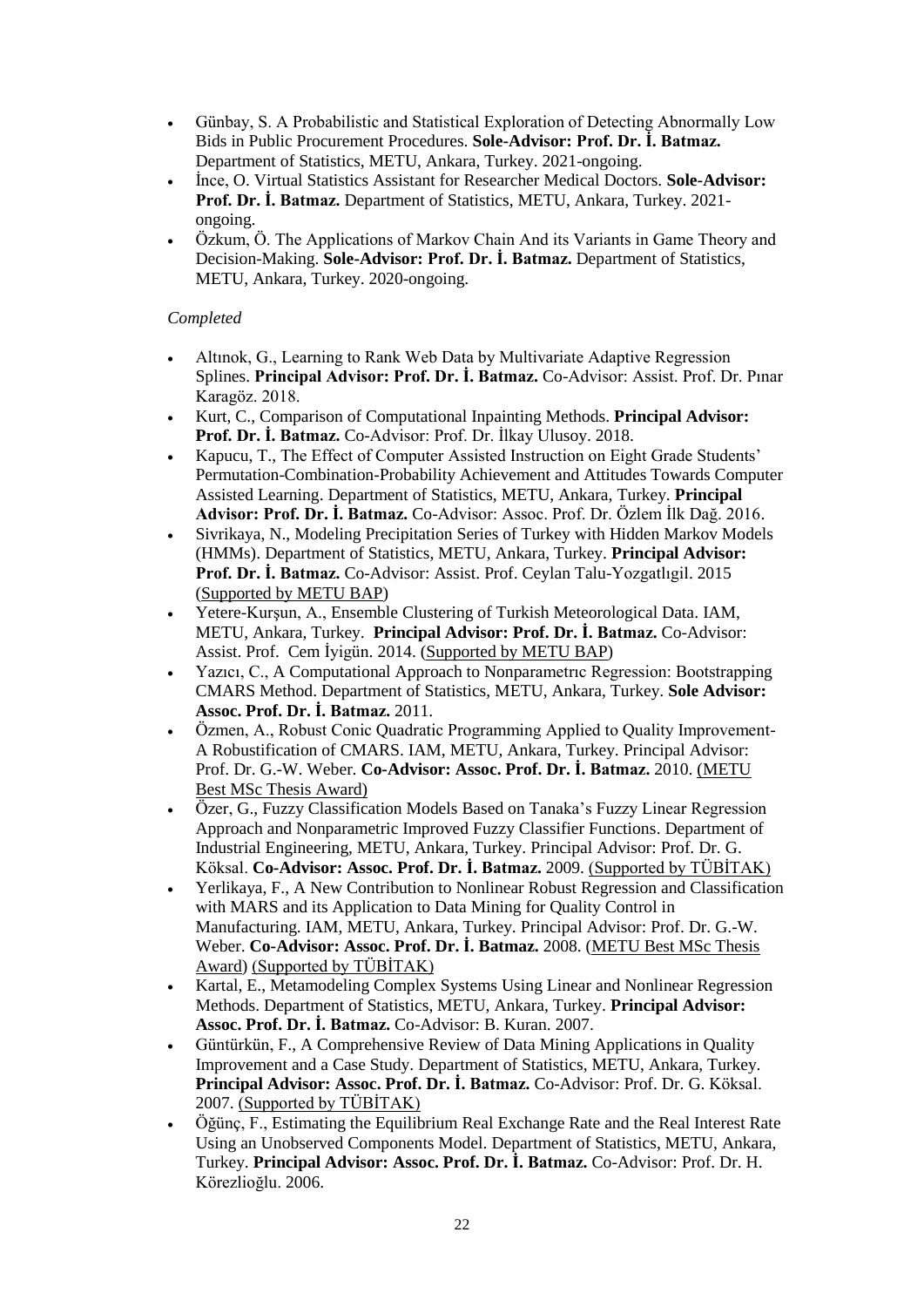- Günbay, S. A Probabilistic and Statistical Exploration of Detecting Abnormally Low Bids in Public Procurement Procedures. **Sole-Advisor: Prof. Dr. İ. Batmaz.** Department of Statistics, METU, Ankara, Turkey. 2021-ongoing.
- İnce, O. Virtual Statistics Assistant for Researcher Medical Doctors. **Sole-Advisor: Prof. Dr. İ. Batmaz.** Department of Statistics, METU, Ankara, Turkey. 2021-ongoing.
- Özkum, Ö. The Applications of Markov Chain And its Variants in Game Theory and Decision-Making. **Sole-Advisor: Prof. Dr. İ. Batmaz.** Department of Statistics, METU, Ankara, Turkey. 2020-ongoing.

*Completed*

- Altınok, G., Learning to Rank Web Data by Multivariate Adaptive Regression Splines. **Principal Advisor: Prof. Dr. İ. Batmaz.** Co-Advisor: Assist. Prof. Dr. Pınar Karagöz. 2018.
- Kurt, C., Comparison of Computational Inpainting Methods. **Principal Advisor: Prof. Dr. İ. Batmaz.** Co-Advisor: Prof. Dr. İlkay Ulusoy. 2018.
- Kapucu, T., The Effect of Computer Assisted Instruction on Eight Grade Students' Permutation-Combination-Probability Achievement and Attitudes Towards Computer Assisted Learning. Department of Statistics, METU, Ankara, Turkey. **Principal Advisor: Prof. Dr. İ. Batmaz.** Co-Advisor: Assoc. Prof. Dr. Özlem İlk Dağ. 2016.
- Sivrikaya, N., Modeling Precipitation Series of Turkey with Hidden Markov Models (HMMs). Department of Statistics, METU, Ankara, Turkey. **Principal Advisor: Prof. Dr. İ. Batmaz.** Co-Advisor: Assist. Prof. Ceylan Talu-Yozgatlıgil. 2015 (Supported by METU BAP)
- Yetere-Kurşun, A., Ensemble Clustering of Turkish Meteorological Data. IAM, METU, Ankara, Turkey. **Principal Advisor: Prof. Dr. İ. Batmaz.** Co-Advisor: Assist. Prof. Cem İyigün. 2014. (Supported by METU BAP)
- Yazıcı, C., A Computational Approach to Nonparametrıc Regression: Bootstrapping CMARS Method. Department of Statistics, METU, Ankara, Turkey. **Sole Advisor: Assoc. Prof. Dr. İ. Batmaz.** 2011.
- Özmen, A., Robust Conic Quadratic Programming Applied to Quality Improvement- A Robustification of CMARS. IAM, METU, Ankara, Turkey. Principal Advisor: Prof. Dr. G.-W. Weber. **Co-Advisor: Assoc. Prof. Dr. İ. Batmaz.** 2010. (METU Best MSc Thesis Award)
- Özer, G., Fuzzy Classification Models Based on Tanaka's Fuzzy Linear Regression Approach and Nonparametric Improved Fuzzy Classifier Functions. Department of Industrial Engineering, METU, Ankara, Turkey. Principal Advisor: Prof. Dr. G. Köksal. **Co-Advisor: Assoc. Prof. Dr. İ. Batmaz.** 2009. (Supported by TÜBİTAK)
- Yerlikaya, F., A New Contribution to Nonlinear Robust Regression and Classification with MARS and its Application to Data Mining for Quality Control in Manufacturing. IAM, METU, Ankara, Turkey. Principal Advisor: Prof. Dr. G.-W. Weber. **Co-Advisor: Assoc. Prof. Dr. İ. Batmaz.** 2008. (METU Best MSc Thesis Award) (Supported by TÜBİTAK)
- Kartal, E., Metamodeling Complex Systems Using Linear and Nonlinear Regression Methods. Department of Statistics, METU, Ankara, Turkey. **Principal Advisor: Assoc. Prof. Dr. İ. Batmaz.** Co-Advisor: B. Kuran. 2007.
- Güntürkün, F., A Comprehensive Review of Data Mining Applications in Quality Improvement and a Case Study. Department of Statistics, METU, Ankara, Turkey. **Principal Advisor: Assoc. Prof. Dr. İ. Batmaz.** Co-Advisor: Prof. Dr. G. Köksal. 2007. (Supported by TÜBİTAK)
- Öğünç, F., Estimating the Equilibrium Real Exchange Rate and the Real Interest Rate Using an Unobserved Components Model. Department of Statistics, METU, Ankara, Turkey. **Principal Advisor: Assoc. Prof. Dr. İ. Batmaz.** Co-Advisor: Prof. Dr. H. Körezlioğlu. 2006.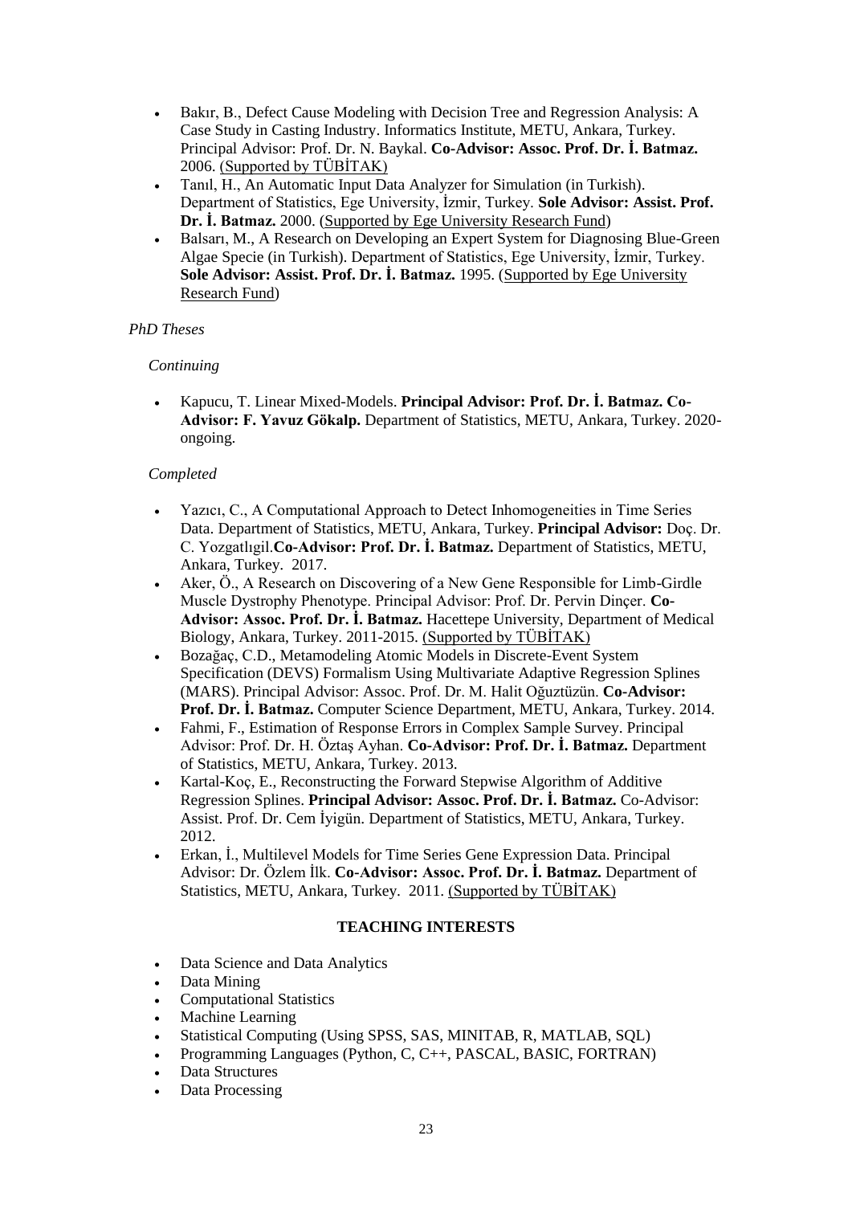- Bakır, B., Defect Cause Modeling with Decision Tree and Regression Analysis: A Case Study in Casting Industry. Informatics Institute, METU, Ankara, Turkey. Principal Advisor: Prof. Dr. N. Baykal. **Co-Advisor: Assoc. Prof. Dr. İ. Batmaz.** 2006. (Supported by TÜBİTAK)
- Tanıl, H., An Automatic Input Data Analyzer for Simulation (in Turkish). Department of Statistics, Ege University, İzmir, Turkey. **Sole Advisor: Assist. Prof. Dr. İ. Batmaz.** 2000. (Supported by Ege University Research Fund)
- Balsarı, M., A Research on Developing an Expert System for Diagnosing Blue-Green Algae Specie (in Turkish). Department of Statistics, Ege University, İzmir, Turkey. **Sole Advisor: Assist. Prof. Dr. İ. Batmaz.** 1995. (Supported by Ege University Research Fund)

*PhD Theses*

*Continuing*

- Kapucu, T. Linear Mixed-Models. **Principal Advisor: Prof. Dr. İ. Batmaz. Co-Advisor: F. Yavuz Gökalp.** Department of Statistics, METU, Ankara, Turkey. 2020-ongoing.

*Completed*

- Yazıcı, C., A Computational Approach to Detect Inhomogeneities in Time Series Data. Department of Statistics, METU, Ankara, Turkey. **Principal Advisor:** Doç. Dr. C. Yozgatlıgil.**Co-Advisor: Prof. Dr. İ. Batmaz.** Department of Statistics, METU, Ankara, Turkey. 2017.
- Aker, Ö., A Research on Discovering of a New Gene Responsible for Limb-Girdle Muscle Dystrophy Phenotype. Principal Advisor: Prof. Dr. Pervin Dinçer. **Co-Advisor: Assoc. Prof. Dr. İ. Batmaz.** Hacettepe University, Department of Medical Biology, Ankara, Turkey. 2011-2015. (Supported by TÜBİTAK)
- Bozağaç, C.D., Metamodeling Atomic Models in Discrete-Event System Specification (DEVS) Formalism Using Multivariate Adaptive Regression Splines (MARS). Principal Advisor: Assoc. Prof. Dr. M. Halit Oğuztüzün. **Co-Advisor: Prof. Dr. İ. Batmaz.** Computer Science Department, METU, Ankara, Turkey. 2014.
- Fahmi, F., Estimation of Response Errors in Complex Sample Survey. Principal Advisor: Prof. Dr. H. Öztaş Ayhan. **Co-Advisor: Prof. Dr. İ. Batmaz.** Department of Statistics, METU, Ankara, Turkey. 2013.
- Kartal-Koç, E., Reconstructing the Forward Stepwise Algorithm of Additive Regression Splines. **Principal Advisor: Assoc. Prof. Dr. İ. Batmaz.** Co-Advisor: Assist. Prof. Dr. Cem İyigün. Department of Statistics, METU, Ankara, Turkey. 2012.
- Erkan, İ., Multilevel Models for Time Series Gene Expression Data. Principal Advisor: Dr. Özlem İlk. **Co-Advisor: Assoc. Prof. Dr. İ. Batmaz.** Department of Statistics, METU, Ankara, Turkey. 2011. (Supported by TÜBİTAK)

## TEACHING INTERESTS

- Data Science and Data Analytics
- Data Mining
- Computational Statistics
- Machine Learning
- Statistical Computing (Using SPSS, SAS, MINITAB, R, MATLAB, SQL)
- Programming Languages (Python, C, C++, PASCAL, BASIC, FORTRAN)
- Data Structures
- Data Processing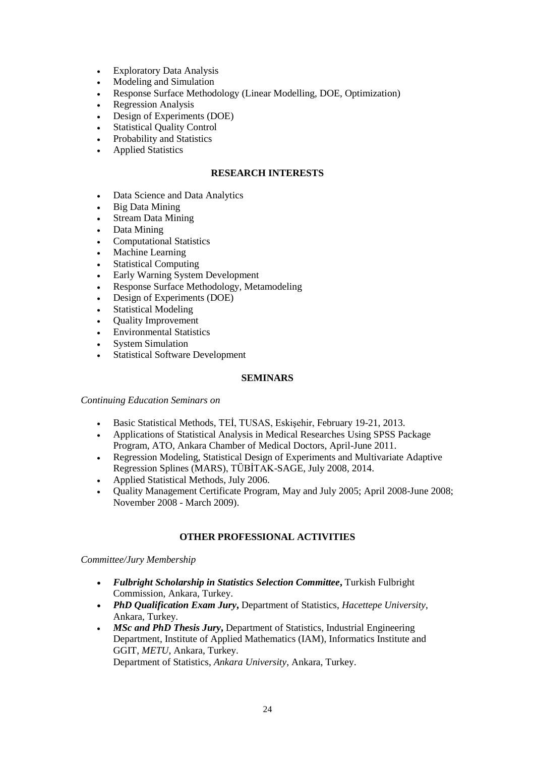- Exploratory Data Analysis
- Modeling and Simulation
- Response Surface Methodology (Linear Modelling, DOE, Optimization)
- Regression Analysis
- Design of Experiments (DOE)
- Statistical Quality Control
- Probability and Statistics
- Applied Statistics

## RESEARCH INTERESTS

- Data Science and Data Analytics
- Big Data Mining
- Stream Data Mining
- Data Mining
- Computational Statistics
- Machine Learning
- Statistical Computing
- Early Warning System Development
- Response Surface Methodology, Metamodeling
- Design of Experiments (DOE)
- Statistical Modeling
- Quality Improvement
- Environmental Statistics
- System Simulation
- Statistical Software Development

## SEMINARS

*Continuing Education Seminars on*

- Basic Statistical Methods, TEİ, TUSAS, Eskişehir, February 19-21, 2013.
- Applications of Statistical Analysis in Medical Researches Using SPSS Package Program, ATO, Ankara Chamber of Medical Doctors, April-June 2011.
- Regression Modeling, Statistical Design of Experiments and Multivariate Adaptive Regression Splines (MARS), TÜBİTAK-SAGE, July 2008, 2014.
- Applied Statistical Methods, July 2006.
- Quality Management Certificate Program, May and July 2005; April 2008-June 2008; November 2008 - March 2009).

## OTHER PROFESSIONAL ACTIVITIES

*Committee/Jury Membership*

- ***Fulbright Scholarship in Statistics Selection Committee*****,** Turkish Fulbright Commission, Ankara, Turkey.
- ***PhD Qualification Exam Jury*****,** Department of Statistics, *Hacettepe University*, Ankara, Turkey.
- ***MSc and PhD Thesis Jury*****,** Department of Statistics, Industrial Engineering Department, Institute of Applied Mathematics (IAM), Informatics Institute and GGIT, *METU*, Ankara, Turkey.
  Department of Statistics, *Ankara University*, Ankara, Turkey.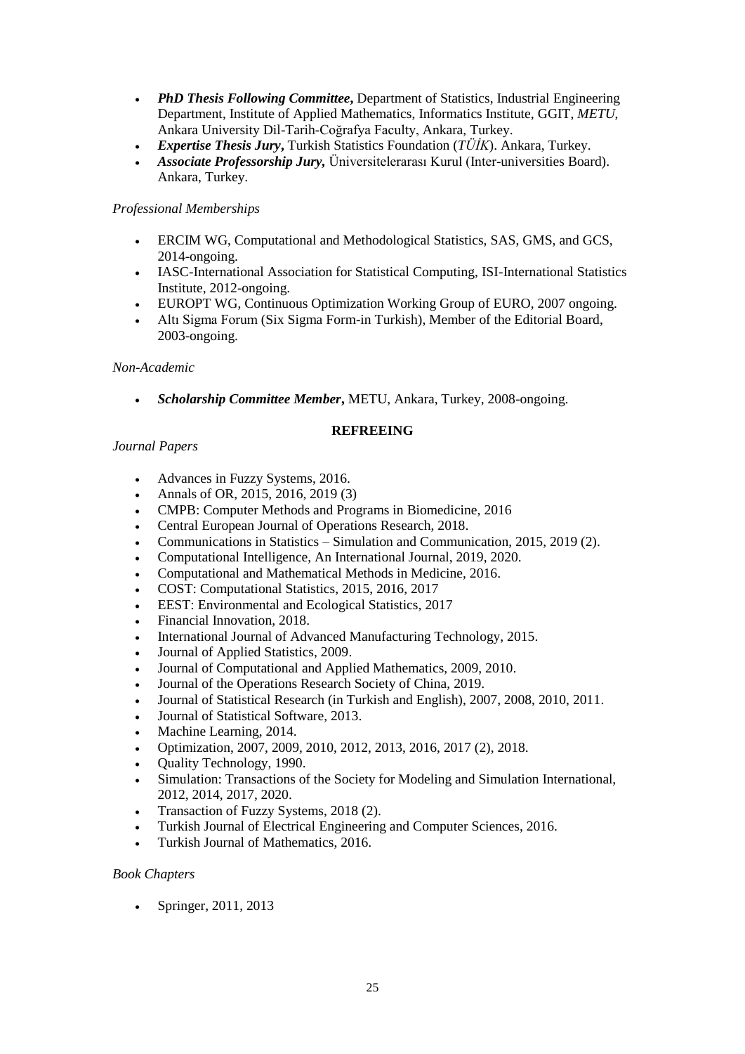- ***PhD Thesis Following Committee***, Department of Statistics, Industrial Engineering Department, Institute of Applied Mathematics, Informatics Institute, GGIT, *METU*, Ankara University Dil-Tarih-Coğrafya Faculty, Ankara, Turkey.
- ***Expertise Thesis Jury***, Turkish Statistics Foundation (*TÜİK*). Ankara, Turkey.
- ***Associate Professorship Jury***, Üniversitelerarası Kurul (Inter-universities Board). Ankara, Turkey.

*Professional Memberships*

- ERCIM WG, Computational and Methodological Statistics, SAS, GMS, and GCS, 2014-ongoing.
- IASC-International Association for Statistical Computing, ISI-International Statistics Institute, 2012-ongoing.
- EUROPT WG, Continuous Optimization Working Group of EURO, 2007 ongoing.
- Altı Sigma Forum (Six Sigma Form-in Turkish), Member of the Editorial Board, 2003-ongoing.

*Non-Academic*

- ***Scholarship Committee Member***, METU, Ankara, Turkey, 2008-ongoing.

**REFREEING**

*Journal Papers*

- Advances in Fuzzy Systems, 2016.
- Annals of OR, 2015, 2016, 2019 (3)
- CMPB: Computer Methods and Programs in Biomedicine, 2016
- Central European Journal of Operations Research, 2018.
- Communications in Statistics – Simulation and Communication, 2015, 2019 (2).
- Computational Intelligence, An International Journal, 2019, 2020.
- Computational and Mathematical Methods in Medicine, 2016.
- COST: Computational Statistics, 2015, 2016, 2017
- EEST: Environmental and Ecological Statistics, 2017
- Financial Innovation, 2018.
- International Journal of Advanced Manufacturing Technology, 2015.
- Journal of Applied Statistics, 2009.
- Journal of Computational and Applied Mathematics, 2009, 2010.
- Journal of the Operations Research Society of China, 2019.
- Journal of Statistical Research (in Turkish and English), 2007, 2008, 2010, 2011.
- Journal of Statistical Software, 2013.
- Machine Learning, 2014.
- Optimization, 2007, 2009, 2010, 2012, 2013, 2016, 2017 (2), 2018.
- Quality Technology, 1990.
- Simulation: Transactions of the Society for Modeling and Simulation International, 2012, 2014, 2017, 2020.
- Transaction of Fuzzy Systems, 2018 (2).
- Turkish Journal of Electrical Engineering and Computer Sciences, 2016.
- Turkish Journal of Mathematics, 2016.

*Book Chapters*

- Springer, 2011, 2013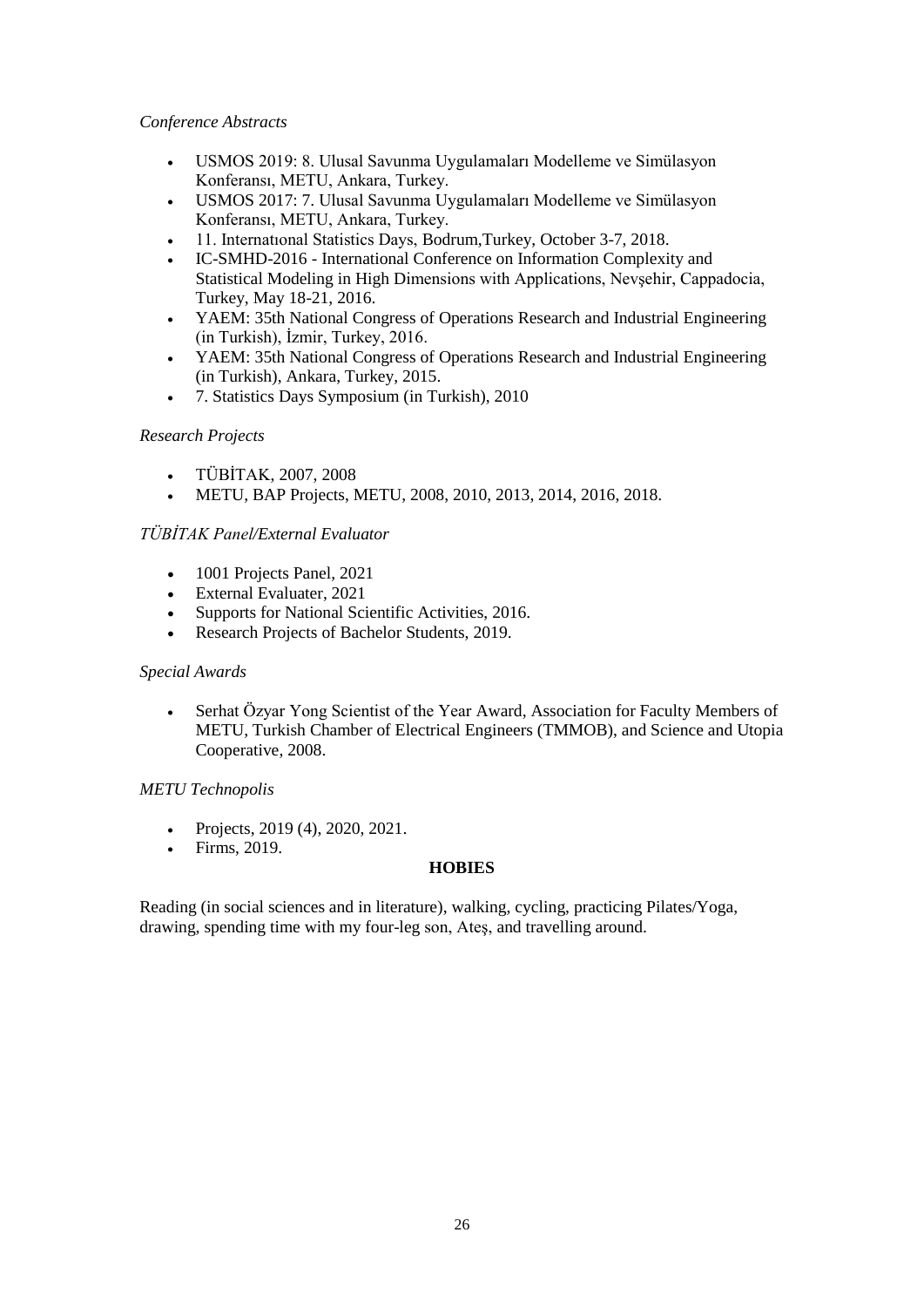*Conference Abstracts*

- USMOS 2019: 8. Ulusal Savunma Uygulamaları Modelleme ve Simülasyon Konferansı, METU, Ankara, Turkey.
- USMOS 2017: 7. Ulusal Savunma Uygulamaları Modelleme ve Simülasyon Konferansı, METU, Ankara, Turkey.
- 11. Internatıonal Statistics Days, Bodrum,Turkey, October 3-7, 2018.
- IC-SMHD-2016 - International Conference on Information Complexity and Statistical Modeling in High Dimensions with Applications, Nevşehir, Cappadocia, Turkey, May 18-21, 2016.
- YAEM: 35th National Congress of Operations Research and Industrial Engineering (in Turkish), İzmir, Turkey, 2016.
- YAEM: 35th National Congress of Operations Research and Industrial Engineering (in Turkish), Ankara, Turkey, 2015.
- 7. Statistics Days Symposium (in Turkish), 2010

*Research Projects*

- TÜBİTAK, 2007, 2008
- METU, BAP Projects, METU, 2008, 2010, 2013, 2014, 2016, 2018.

*TÜBİTAK Panel/External Evaluator*

- 1001 Projects Panel, 2021
- External Evaluater, 2021
- Supports for National Scientific Activities, 2016.
- Research Projects of Bachelor Students, 2019.

*Special Awards*

- Serhat Özyar Yong Scientist of the Year Award, Association for Faculty Members of METU, Turkish Chamber of Electrical Engineers (TMMOB), and Science and Utopia Cooperative, 2008.

*METU Technopolis*

- Projects, 2019 (4), 2020, 2021.
- Firms, 2019.

**HOBIES**

Reading (in social sciences and in literature), walking, cycling, practicing Pilates/Yoga, drawing, spending time with my four-leg son, Ateş, and travelling around.